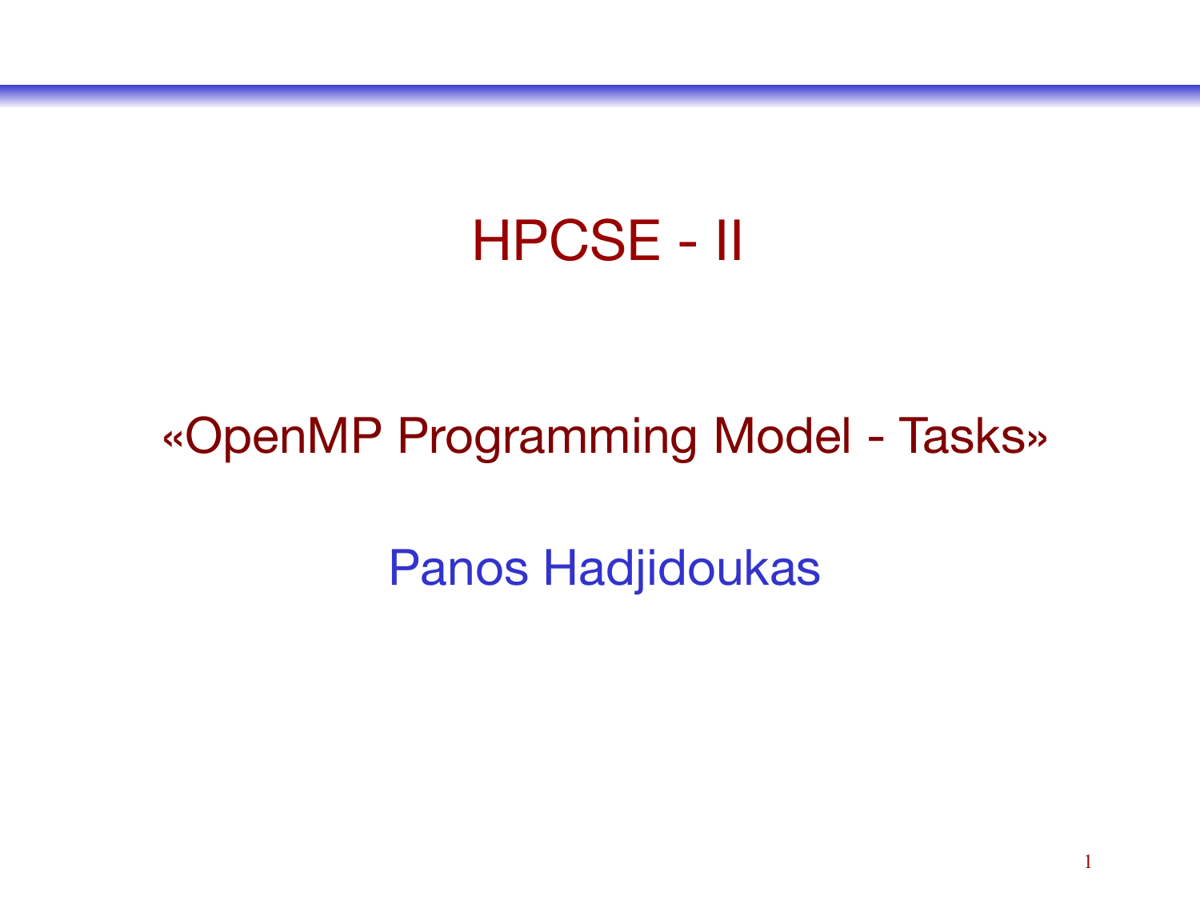# HPCSE - II

## «OpenMP Programming Model - Tasks»

Panos Hadjidoukas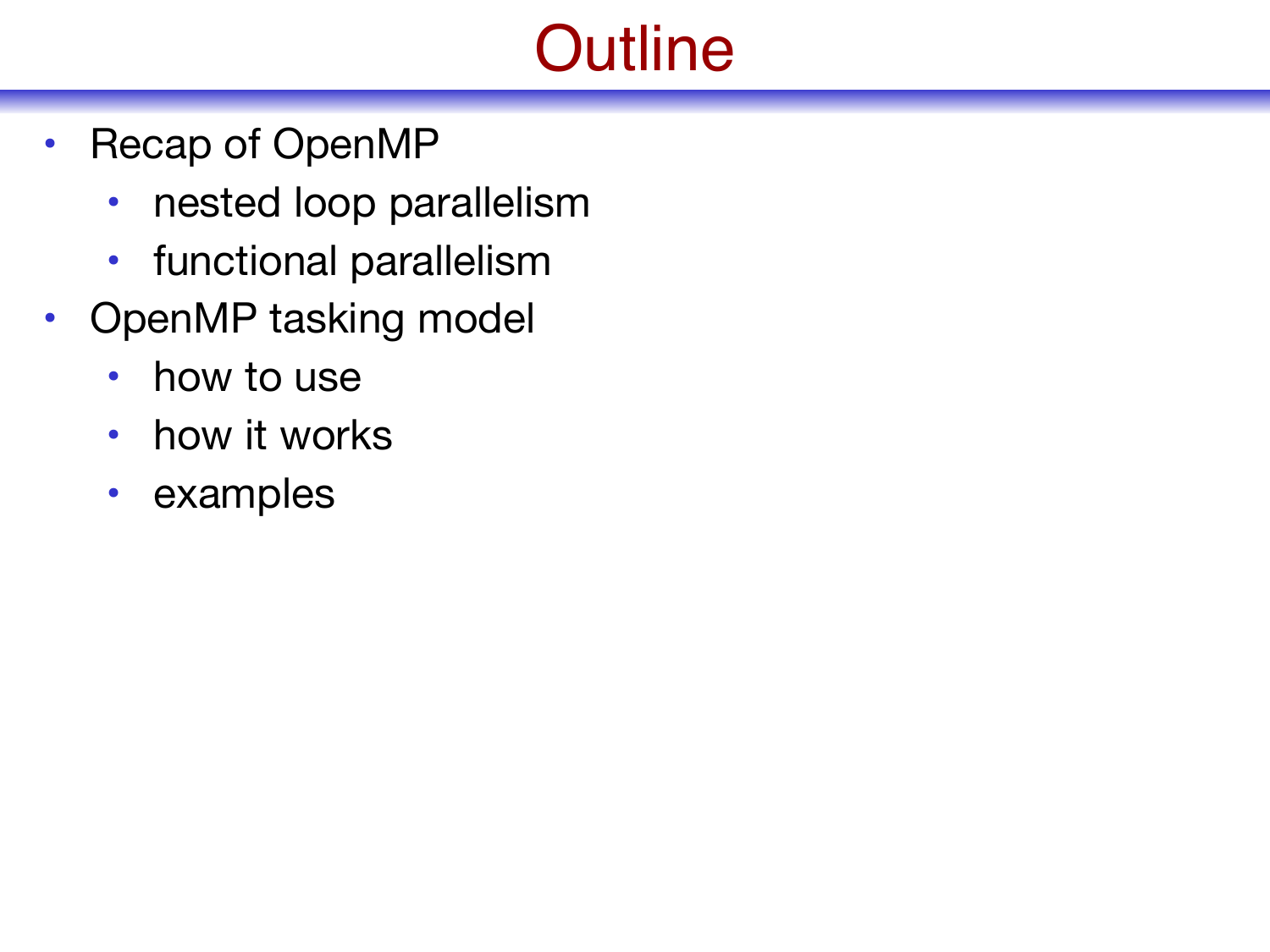# Outline

- Recap of OpenMP
  - nested loop parallelism
  - functional parallelism
- OpenMP tasking model
  - how to use
  - how it works
  - examples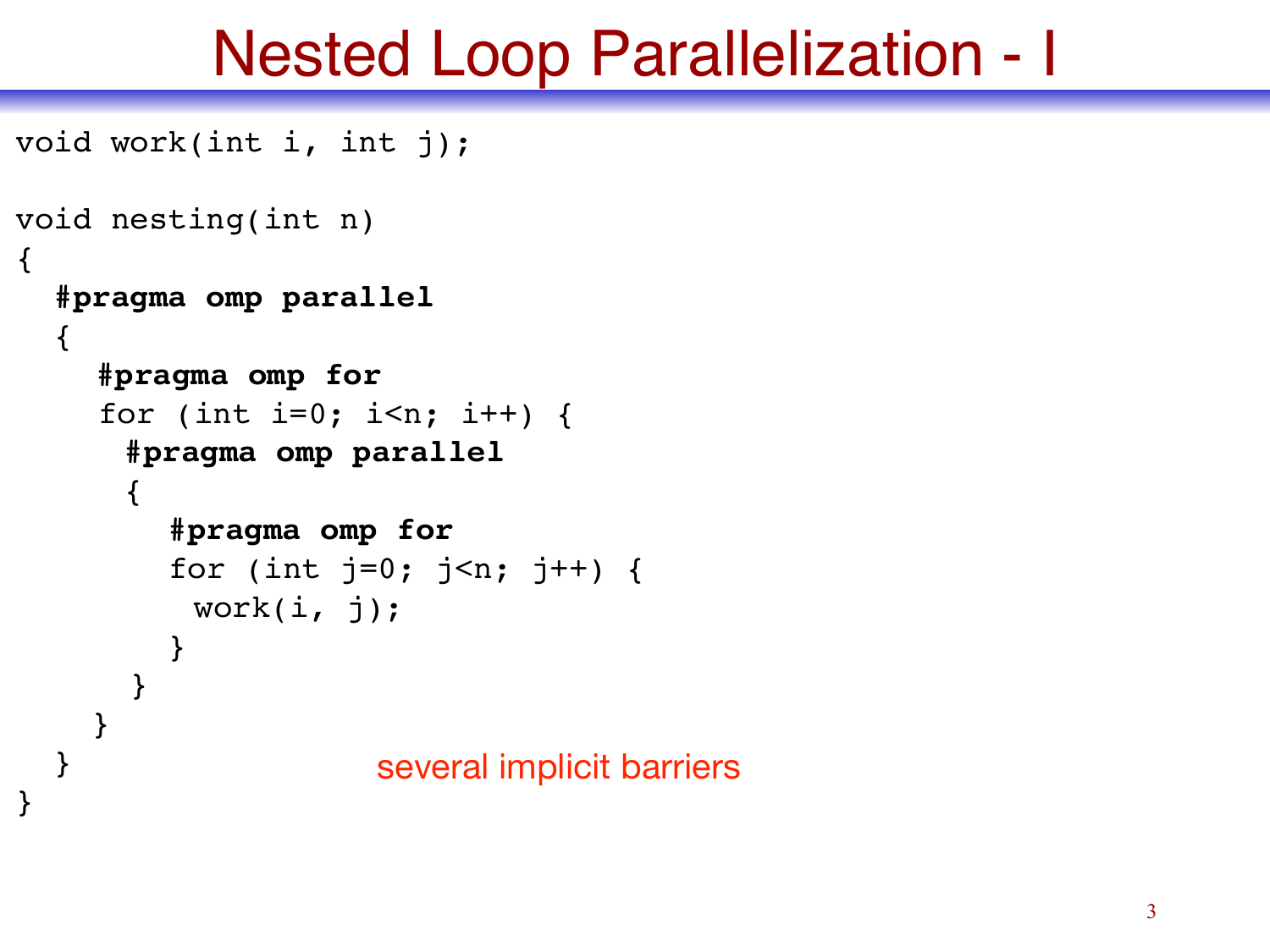# Nested Loop Parallelization - I

```
void work(int i, int j);

void nesting(int n)
{
  #pragma omp parallel
  {
    #pragma omp for
    for (int i=0; i<n; i++) {
      #pragma omp parallel
      {
        #pragma omp for
        for (int j=0; j<n; j++) {
          work(i, j);
        }
      }
    }
  }
}
```

several implicit barriers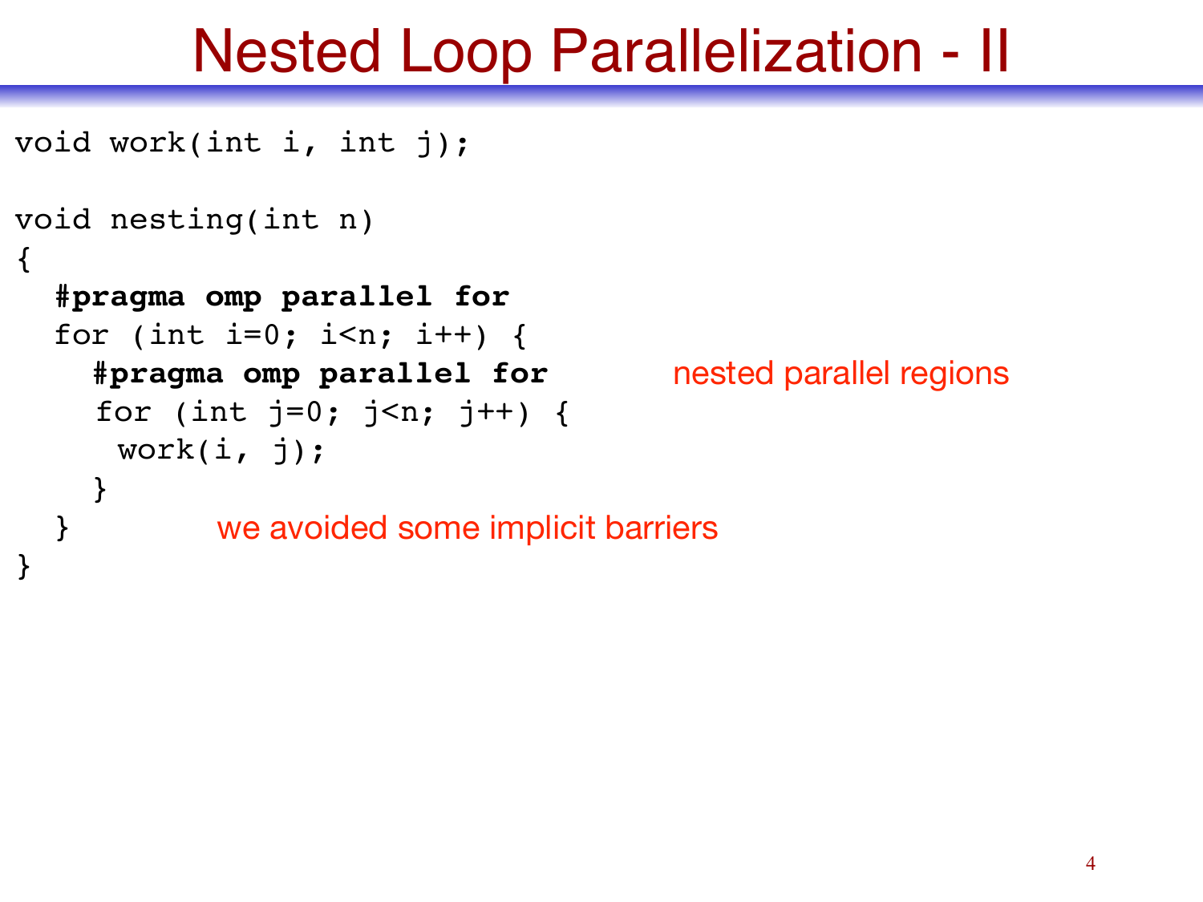# Nested Loop Parallelization - II

```
void work(int i, int j);

void nesting(int n)
{
  #pragma omp parallel for
  for (int i=0; i<n; i++) {
    #pragma omp parallel for
    for (int j=0; j<n; j++) {
     work(i, j);
    }
  }
}
```

nested parallel regions

we avoided some implicit barriers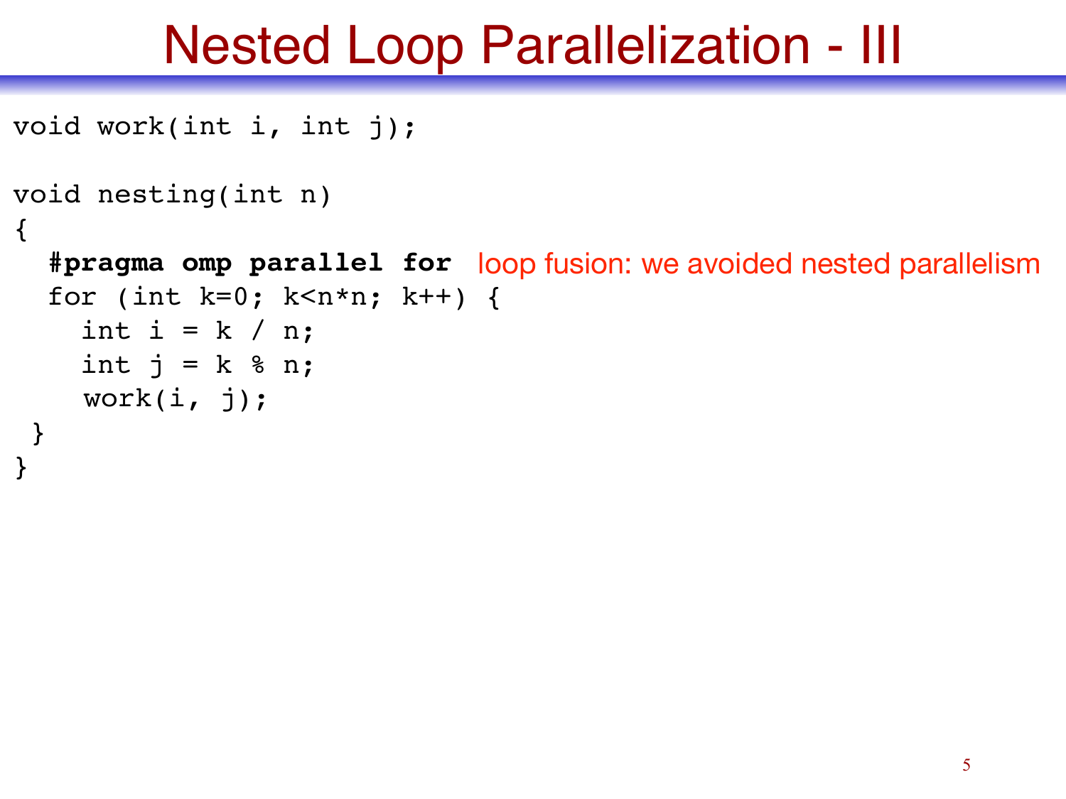# Nested Loop Parallelization - III

```
void work(int i, int j);

void nesting(int n)
{
  #pragma omp parallel for
  for (int k=0; k<n*n; k++) {
    int i = k / n;
    int j = k % n;
    work(i, j);
 }
}
```

loop fusion: we avoided nested parallelism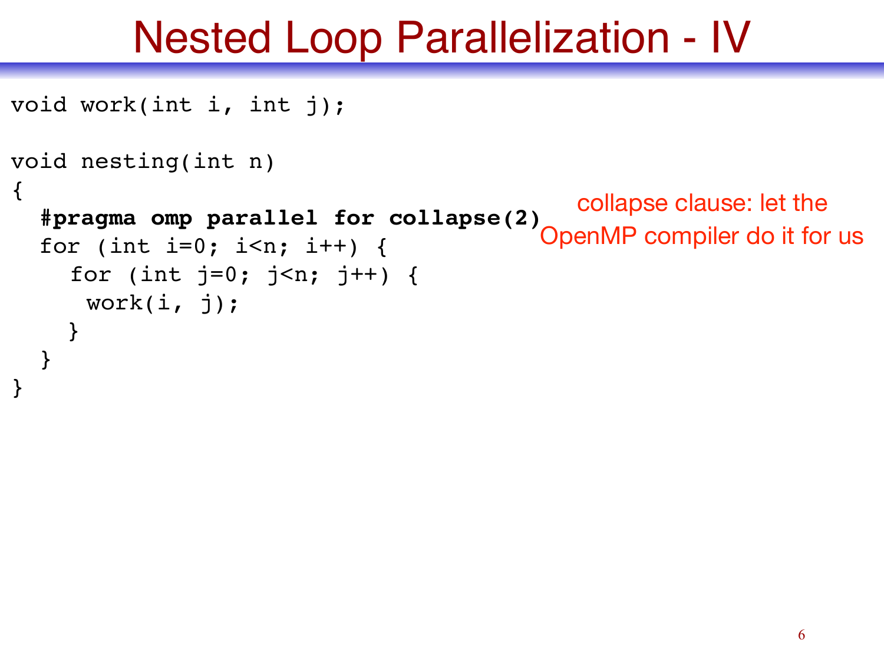# Nested Loop Parallelization - IV

```
void work(int i, int j);

void nesting(int n)
{
  #pragma omp parallel for collapse(2)
  for (int i=0; i<n; i++) {
    for (int j=0; j<n; j++) {
     work(i, j);
    }
  }
}
```

collapse clause: let the OpenMP compiler do it for us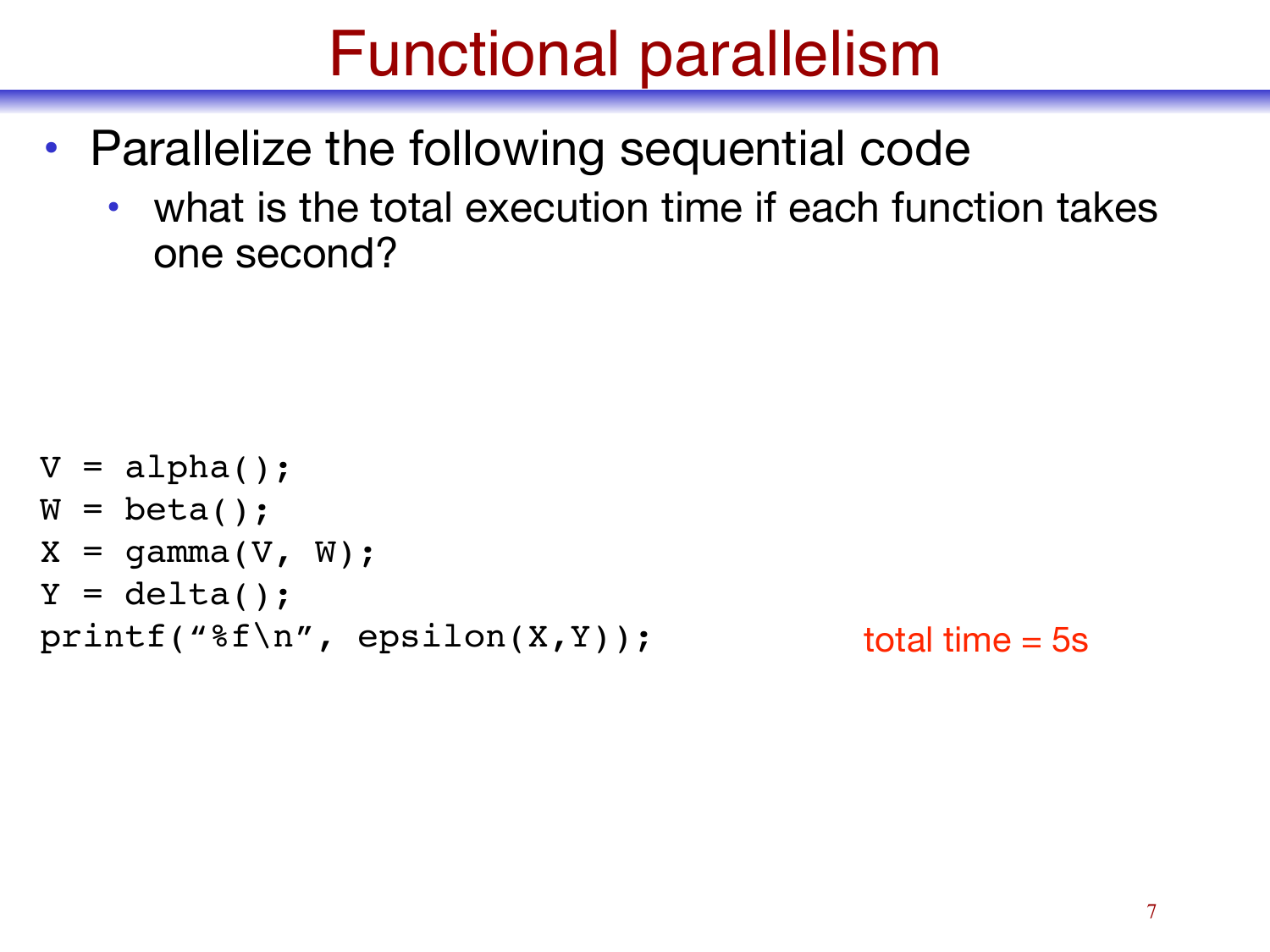# Functional parallelism

- Parallelize the following sequential code
  - what is the total execution time if each function takes one second?

```
V = alpha();
W = beta();
X = gamma(V, W);
Y = delta();
printf("%f\n", epsilon(X,Y));
```

total time = 5s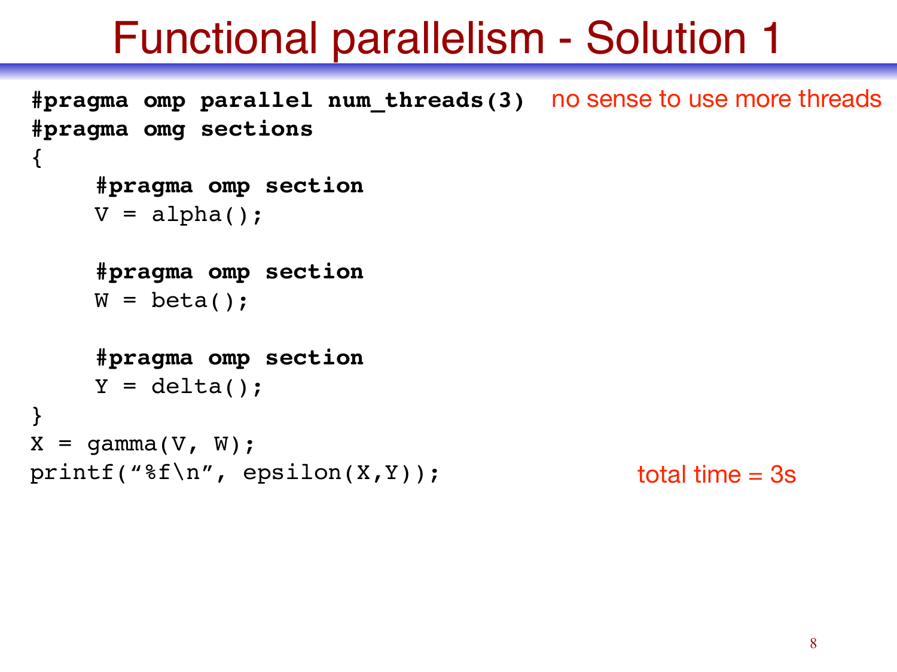# Functional parallelism - Solution 1

```
#pragma omp parallel num_threads(3)
#pragma omg sections
{
    #pragma omp section
    V = alpha();

    #pragma omp section
    W = beta();

    #pragma omp section
    Y = delta();
}
X = gamma(V, W);
printf("%f\n", epsilon(X,Y));
```

no sense to use more threads

total time = 3s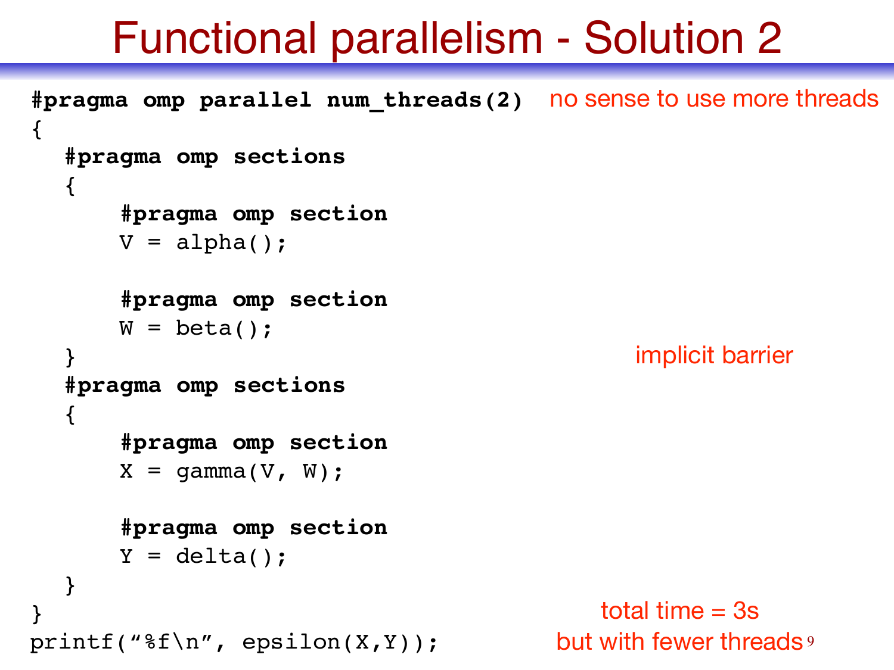# Functional parallelism - Solution 2

```
#pragma omp parallel num_threads(2)
{
   #pragma omp sections
   {
       #pragma omp section
       V = alpha();

       #pragma omp section
       W = beta();
   }
   #pragma omp sections
   {
       #pragma omp section
       X = gamma(V, W);

       #pragma omp section
       Y = delta();
   }
}
printf("%f\n", epsilon(X,Y));
```

no sense to use more threads

implicit barrier

total time = 3s
but with fewer threads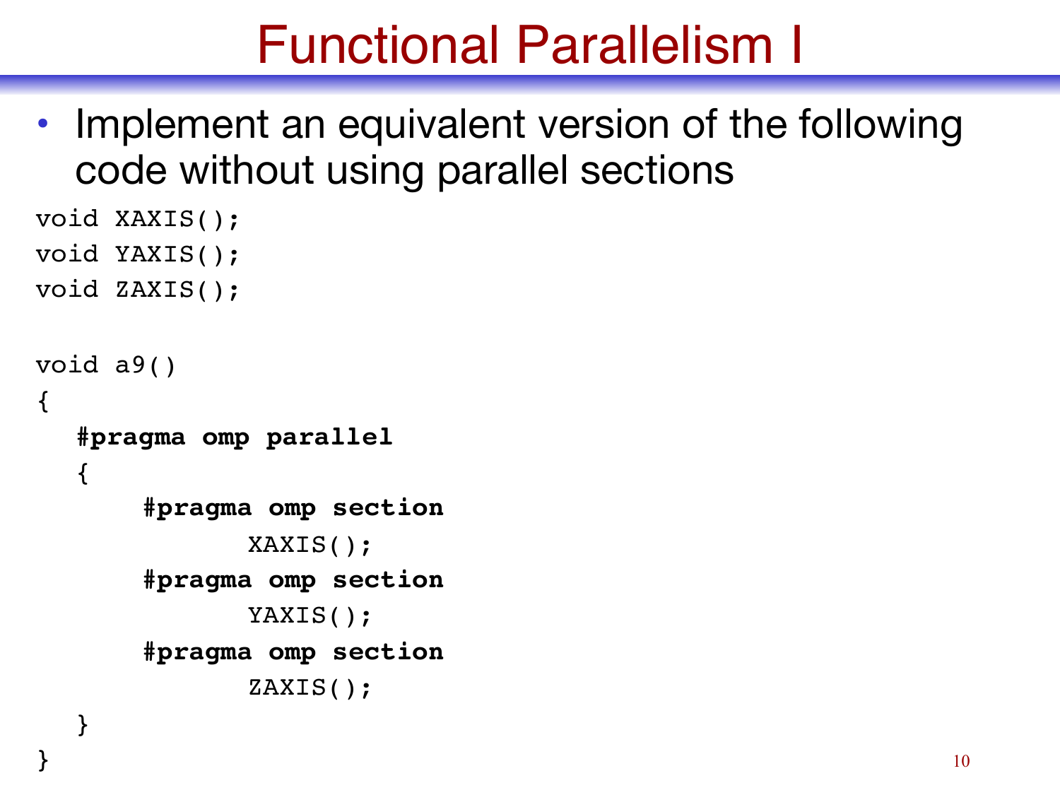# Functional Parallelism I

- Implement an equivalent version of the following code without using parallel sections

```
void XAXIS();
void YAXIS();
void ZAXIS();

void a9()
{
   #pragma omp parallel
   {
       #pragma omp section
              XAXIS();
       #pragma omp section
              YAXIS();
       #pragma omp section
              ZAXIS();
   }
}
```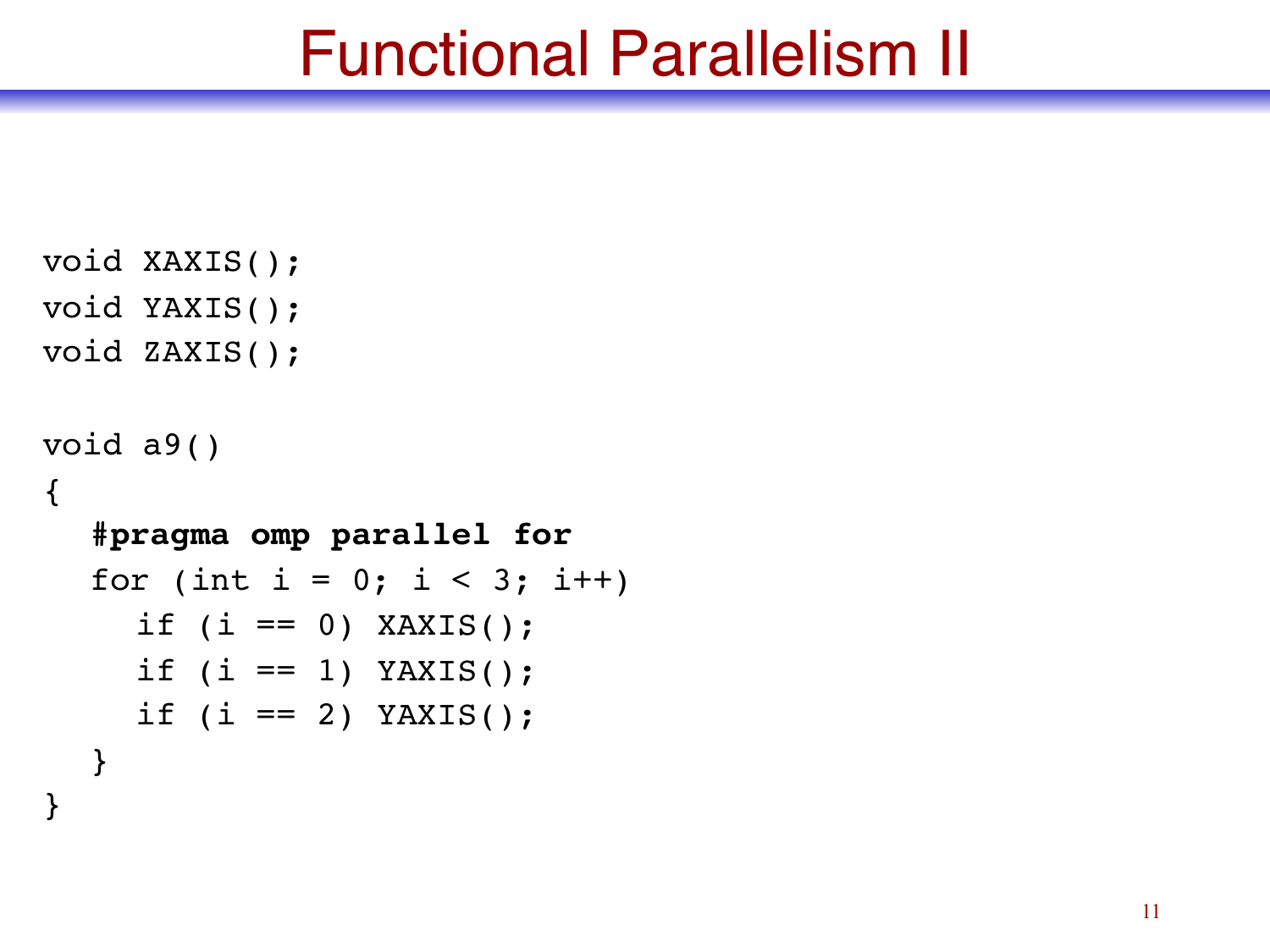# Functional Parallelism II

```
void XAXIS();
void YAXIS();
void ZAXIS();

void a9()
{
  #pragma omp parallel for
  for (int i = 0; i < 3; i++)
    if (i == 0) XAXIS();
    if (i == 1) YAXIS();
    if (i == 2) YAXIS();
  }
}
```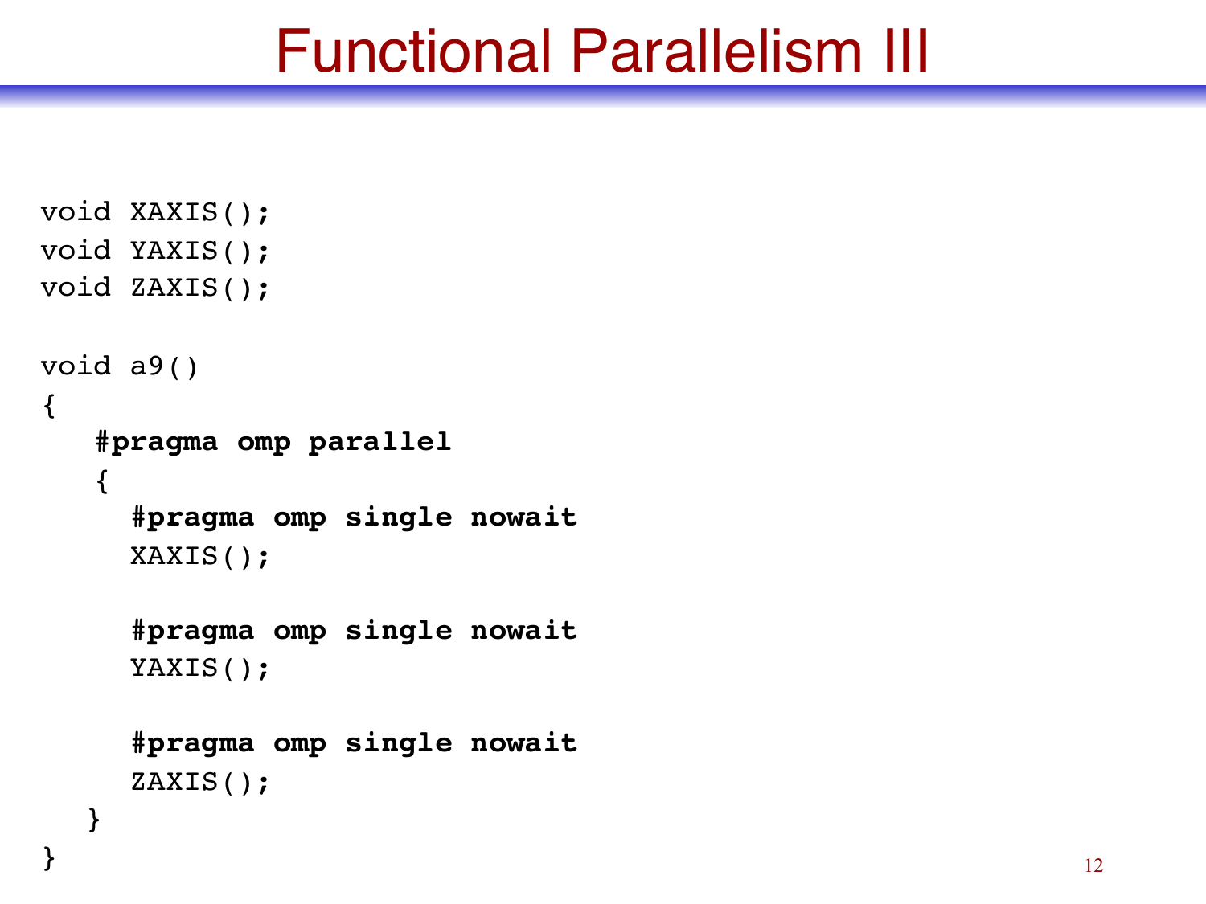# Functional Parallelism III

```
void XAXIS();
void YAXIS();
void ZAXIS();

void a9()
{
   #pragma omp parallel
   {
     #pragma omp single nowait
     XAXIS();

     #pragma omp single nowait
     YAXIS();

     #pragma omp single nowait
     ZAXIS();
   }
}
```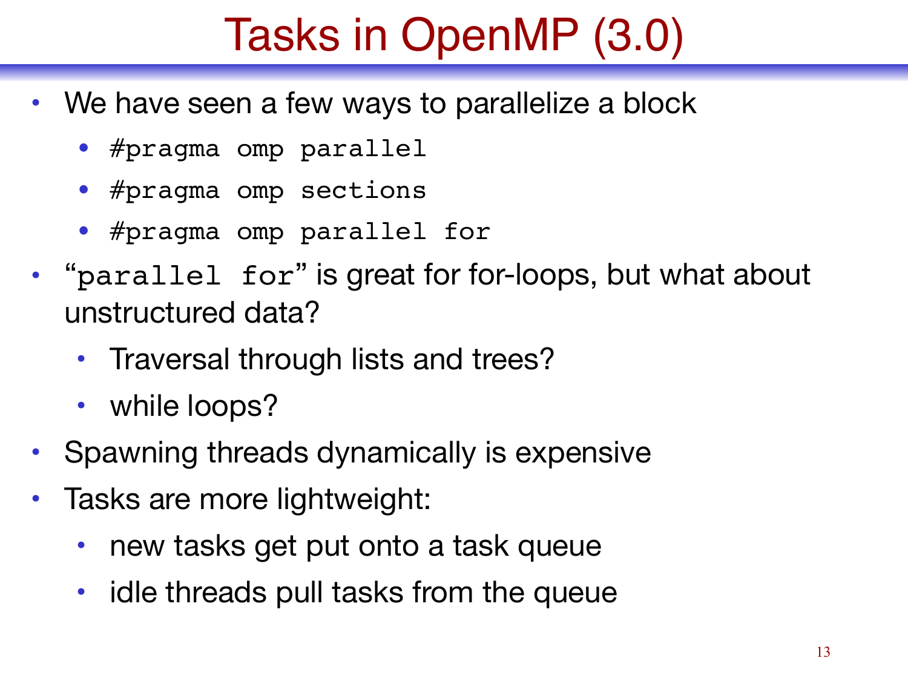# Tasks in OpenMP (3.0)

- We have seen a few ways to parallelize a block
  - `#pragma omp parallel`
  - `#pragma omp sections`
  - `#pragma omp parallel for`
- "`parallel for`" is great for for-loops, but what about unstructured data?
  - Traversal through lists and trees?
  - while loops?
- Spawning threads dynamically is expensive
- Tasks are more lightweight:
  - new tasks get put onto a task queue
  - idle threads pull tasks from the queue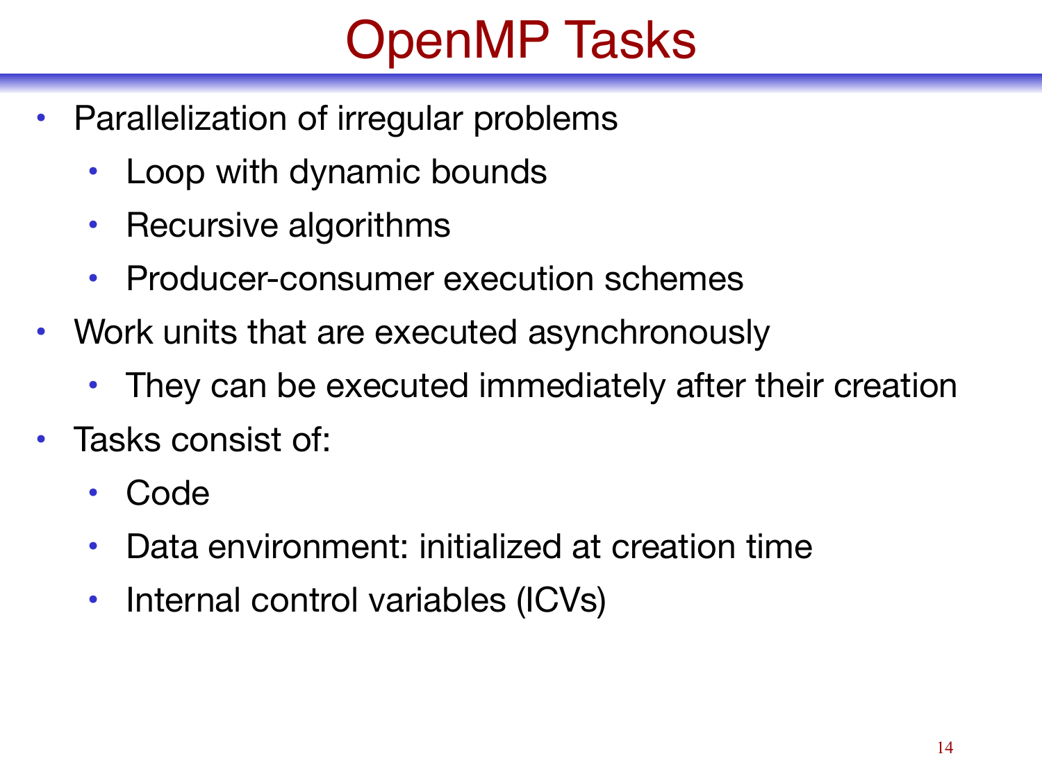# OpenMP Tasks

- Parallelization of irregular problems
  - Loop with dynamic bounds
  - Recursive algorithms
  - Producer-consumer execution schemes
- Work units that are executed asynchronously
  - They can be executed immediately after their creation
- Tasks consist of:
  - Code
  - Data environment: initialized at creation time
  - Internal control variables (ICVs)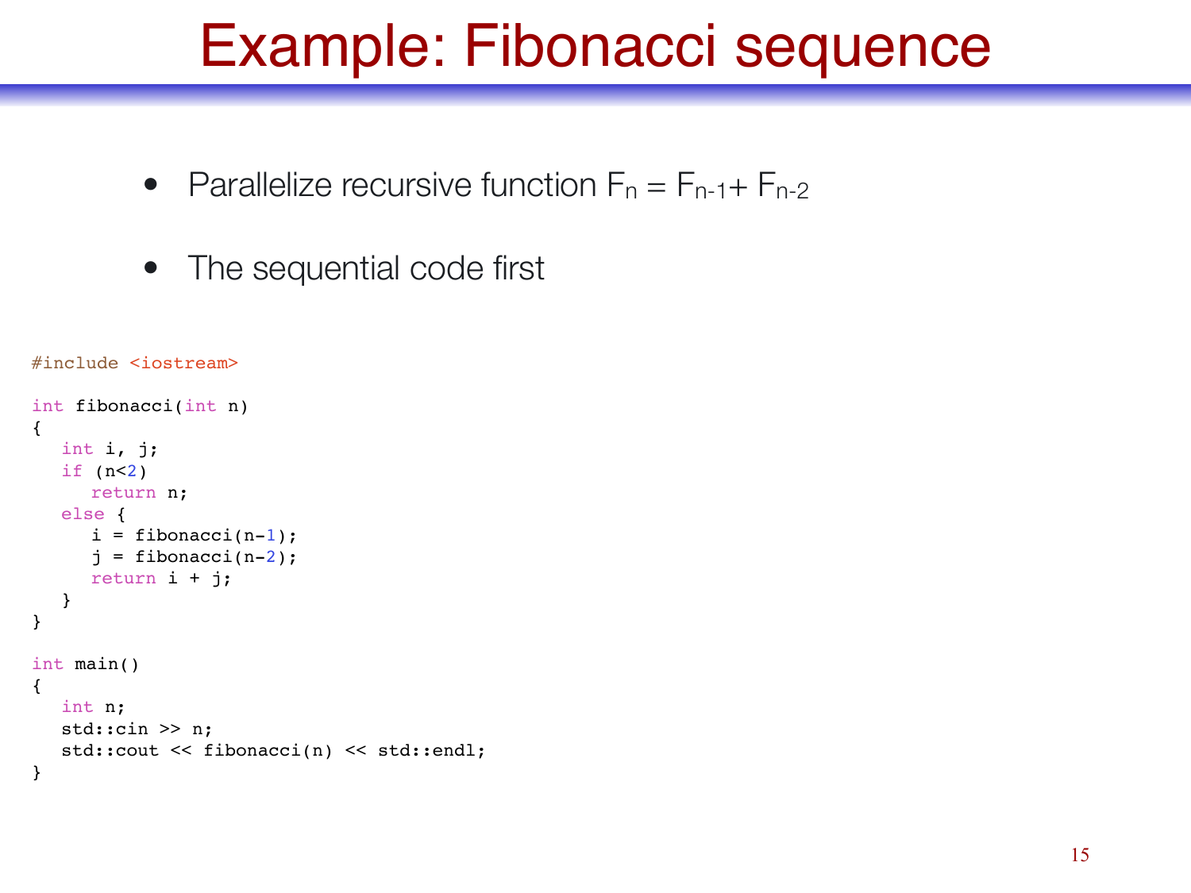# Example: Fibonacci sequence

- Parallelize recursive function $F_n = F_{n-1} + F_{n-2}$
- The sequential code first

```cpp
#include <iostream>

int fibonacci(int n)
{
   int i, j;
   if (n<2)
      return n;
   else {
      i = fibonacci(n-1);
      j = fibonacci(n-2);
      return i + j;
   }
}

int main()
{
   int n;
   std::cin >> n;
   std::cout << fibonacci(n) << std::endl;
}
```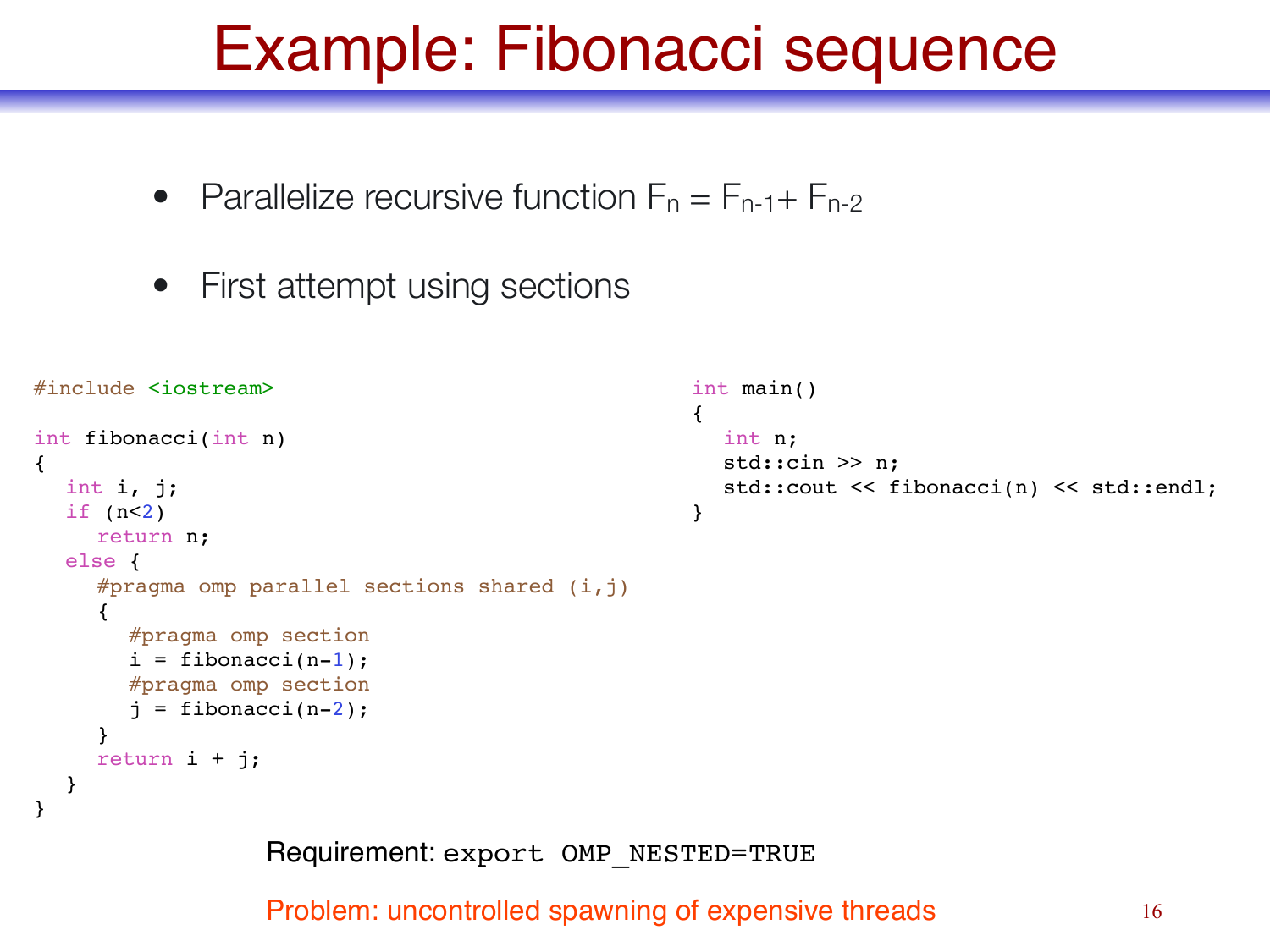# Example: Fibonacci sequence

- Parallelize recursive function $F_n = F_{n-1} + F_{n-2}$
- First attempt using sections

```
#include <iostream>

int fibonacci(int n)
{
  int i, j;
  if (n<2)
    return n;
  else {
    #pragma omp parallel sections shared (i,j)
    {
      #pragma omp section
      i = fibonacci(n-1);
      #pragma omp section
      j = fibonacci(n-2);
    }
    return i + j;
  }
}
```

```
int main()
{
  int n;
  std::cin >> n;
  std::cout << fibonacci(n) << std::endl;
}
```

Requirement: `export OMP_NESTED=TRUE`

Problem: uncontrolled spawning of expensive threads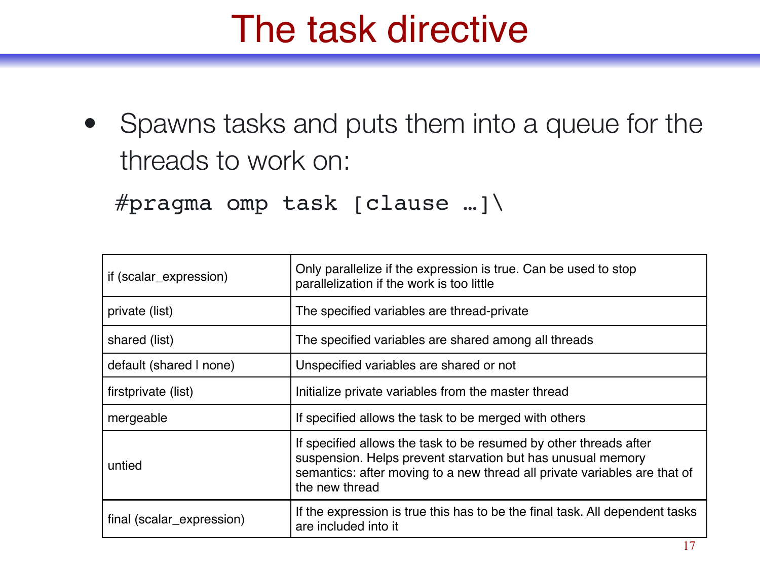# The task directive

- Spawns tasks and puts them into a queue for the threads to work on:

```
#pragma omp task [clause …]\
```

| | |
|---|---|
| if (scalar_expression) | Only parallelize if the expression is true. Can be used to stop parallelization if the work is too little |
| private (list) | The specified variables are thread-private |
| shared (list) | The specified variables are shared among all threads |
| default (shared I none) | Unspecified variables are shared or not |
| firstprivate (list) | Initialize private variables from the master thread |
| mergeable | If specified allows the task to be merged with others |
| untied | If specified allows the task to be resumed by other threads after suspension. Helps prevent starvation but has unusual memory semantics: after moving to a new thread all private variables are that of the new thread |
| final (scalar_expression) | If the expression is true this has to be the final task. All dependent tasks are included into it |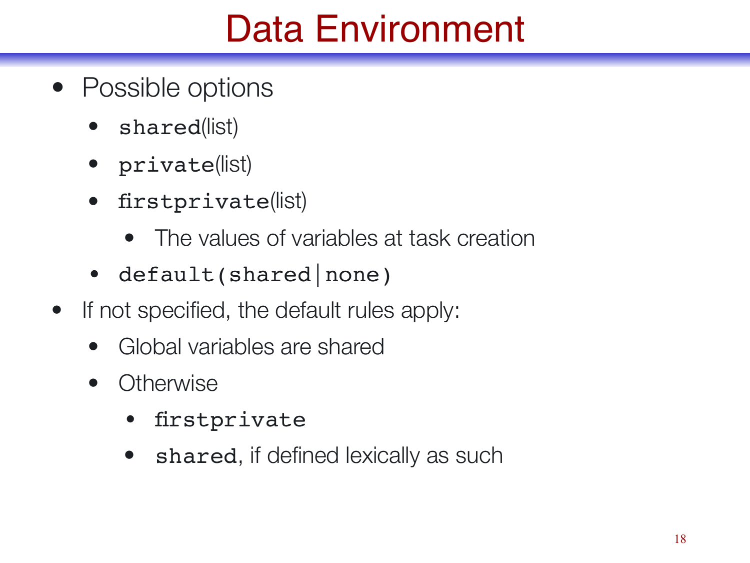# Data Environment

- Possible options
  - `shared`(list)
  - `private`(list)
  - `firstprivate`(list)
    - The values of variables at task creation
  - `default(shared|none)`
- If not specified, the default rules apply:
  - Global variables are shared
  - Otherwise
    - `firstprivate`
    - `shared`, if defined lexically as such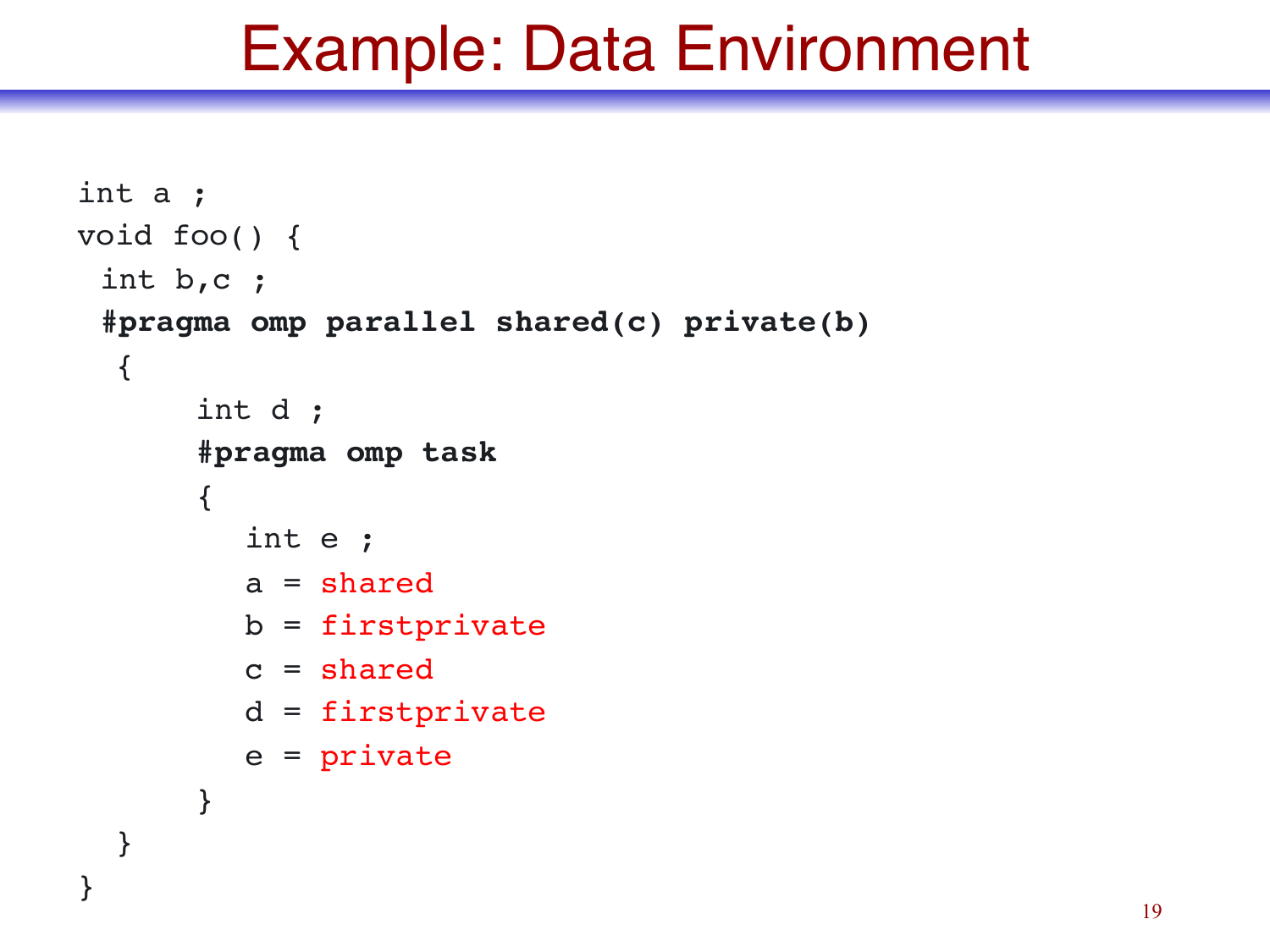# Example: Data Environment

```
int a ;
void foo() {
 int b,c ;
 #pragma omp parallel shared(c) private(b)
  {
      int d ;
      #pragma omp task
      {
         int e ;
         a = shared
         b = firstprivate
         c = shared
         d = firstprivate
         e = private
      }
  }
}
```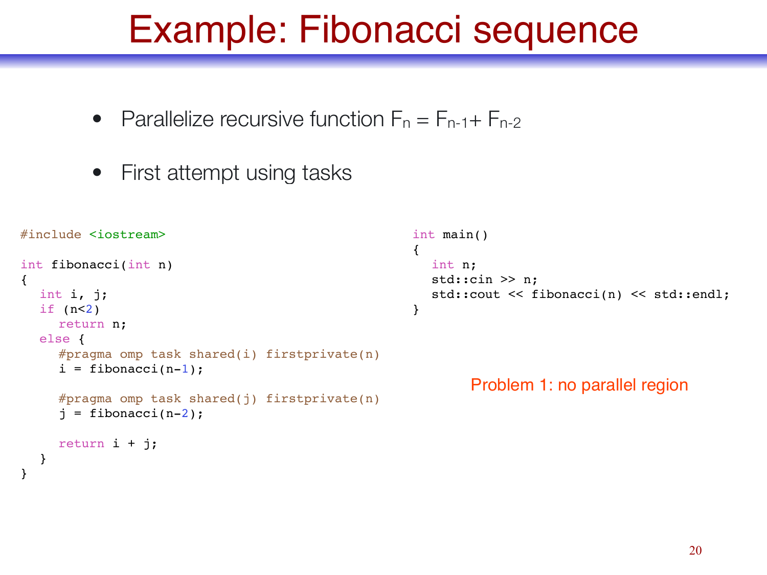# Example: Fibonacci sequence

- Parallelize recursive function $F_n = F_{n-1} + F_{n-2}$
- First attempt using tasks

```
#include <iostream>

int fibonacci(int n)
{
  int i, j;
  if (n<2)
    return n;
  else {
    #pragma omp task shared(i) firstprivate(n)
    i = fibonacci(n-1);

    #pragma omp task shared(j) firstprivate(n)
    j = fibonacci(n-2);

    return i + j;
  }
}
```

```
int main()
{
  int n;
  std::cin >> n;
  std::cout << fibonacci(n) << std::endl;
}
```

Problem 1: no parallel region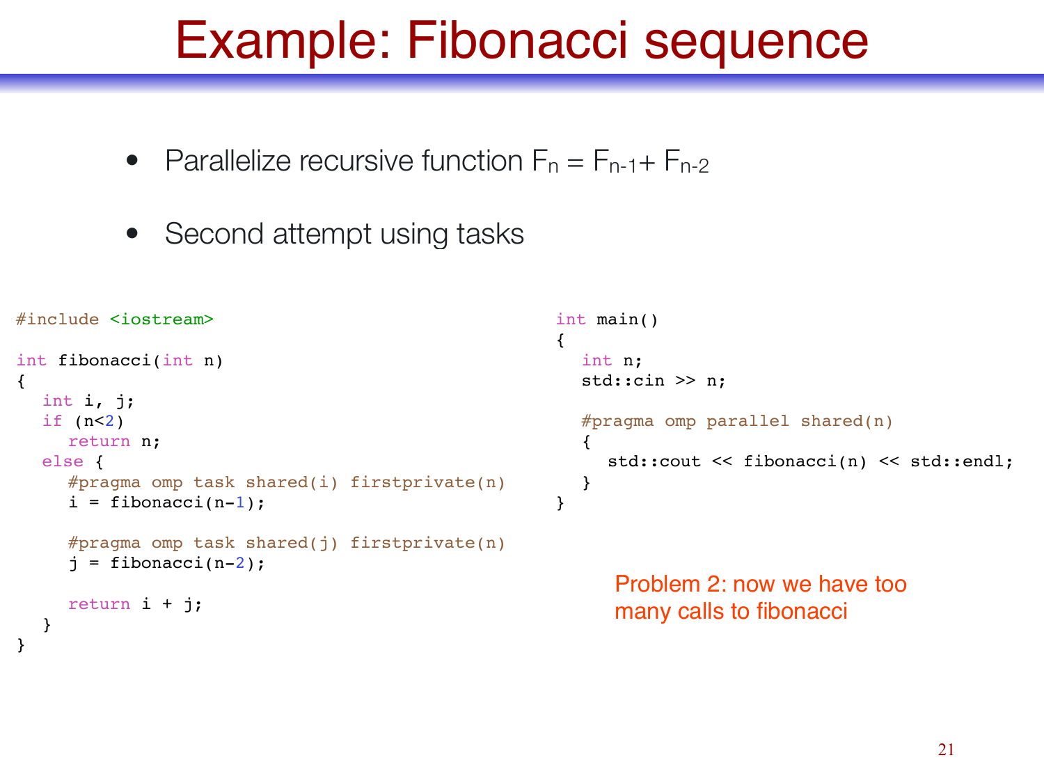# Example: Fibonacci sequence

- Parallelize recursive function $F_n = F_{n-1} + F_{n-2}$
- Second attempt using tasks

```
#include <iostream>

int fibonacci(int n)
{
  int i, j;
  if (n<2)
    return n;
  else {
    #pragma omp task shared(i) firstprivate(n)
    i = fibonacci(n-1);

    #pragma omp task shared(j) firstprivate(n)
    j = fibonacci(n-2);

    return i + j;
  }
}
```

```
int main()
{
  int n;
  std::cin >> n;

  #pragma omp parallel shared(n)
  {
    std::cout << fibonacci(n) << std::endl;
  }
}
```

Problem 2: now we have too many calls to fibonacci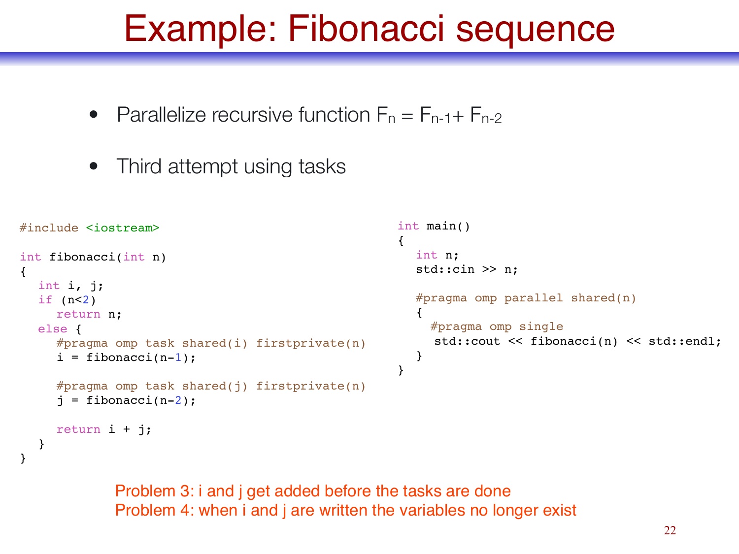# Example: Fibonacci sequence

- Parallelize recursive function $F_n = F_{n-1} + F_{n-2}$
- Third attempt using tasks

```
#include <iostream>

int fibonacci(int n)
{
  int i, j;
  if (n<2)
    return n;
  else {
    #pragma omp task shared(i) firstprivate(n)
    i = fibonacci(n-1);

    #pragma omp task shared(j) firstprivate(n)
    j = fibonacci(n-2);

    return i + j;
  }
}
```

```
int main()
{
  int n;
  std::cin >> n;

  #pragma omp parallel shared(n)
  {
    #pragma omp single
    std::cout << fibonacci(n) << std::endl;
  }
}
```

Problem 3: i and j get added before the tasks are done
Problem 4: when i and j are written the variables no longer exist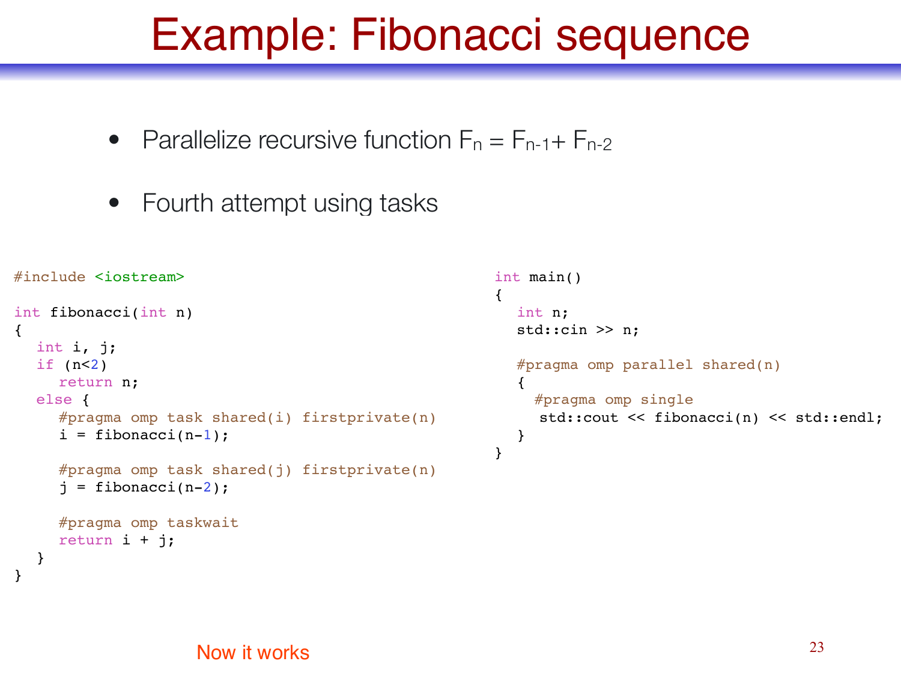# Example: Fibonacci sequence

- Parallelize recursive function $F_n = F_{n-1} + F_{n-2}$
- Fourth attempt using tasks

```
#include <iostream>

int fibonacci(int n)
{
   int i, j;
   if (n<2)
      return n;
   else {
      #pragma omp task shared(i) firstprivate(n)
      i = fibonacci(n-1);

      #pragma omp task shared(j) firstprivate(n)
      j = fibonacci(n-2);

      #pragma omp taskwait
      return i + j;
   }
}
```

```
int main()
{
   int n;
   std::cin >> n;

   #pragma omp parallel shared(n)
   {
     #pragma omp single
      std::cout << fibonacci(n) << std::endl;
   }
}
```

Now it works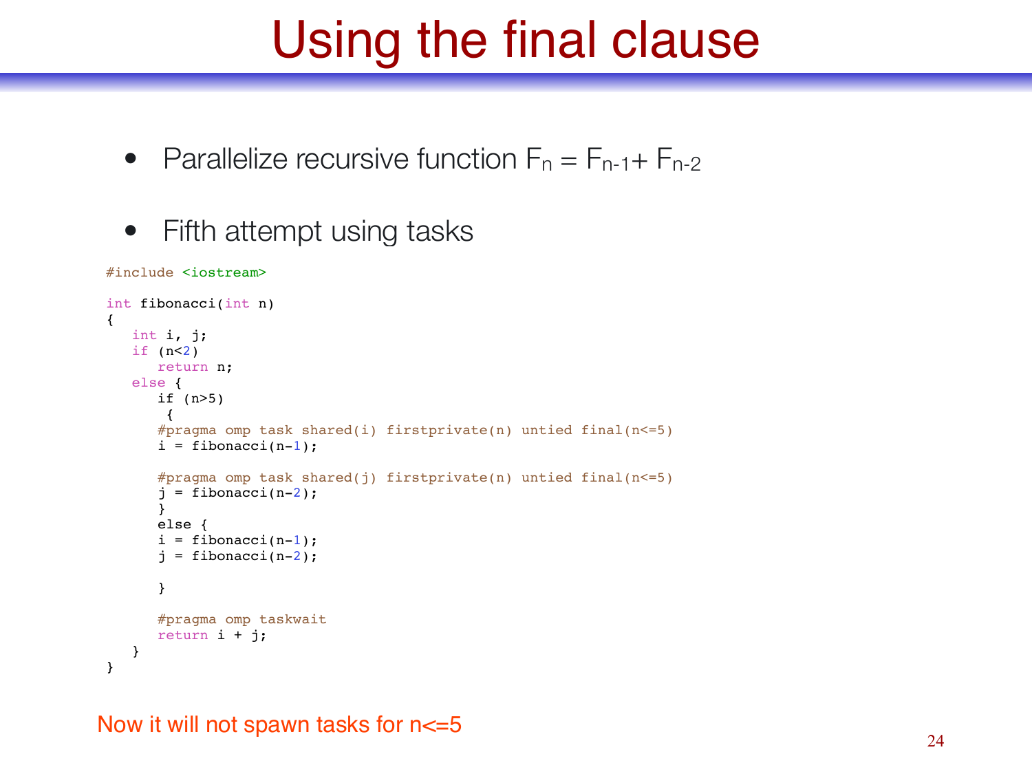# Using the final clause

- Parallelize recursive function $F_n = F_{n-1} + F_{n-2}$
- Fifth attempt using tasks

```
#include <iostream>

int fibonacci(int n)
{
   int i, j;
   if (n<2)
      return n;
   else {
      if (n>5)
       {
      #pragma omp task shared(i) firstprivate(n) untied final(n<=5)
      i = fibonacci(n-1);

      #pragma omp task shared(j) firstprivate(n) untied final(n<=5)
      j = fibonacci(n-2);
      }
      else {
      i = fibonacci(n-1);
      j = fibonacci(n-2);

      }

      #pragma omp taskwait
      return i + j;
   }
}
```

Now it will not spawn tasks for n<=5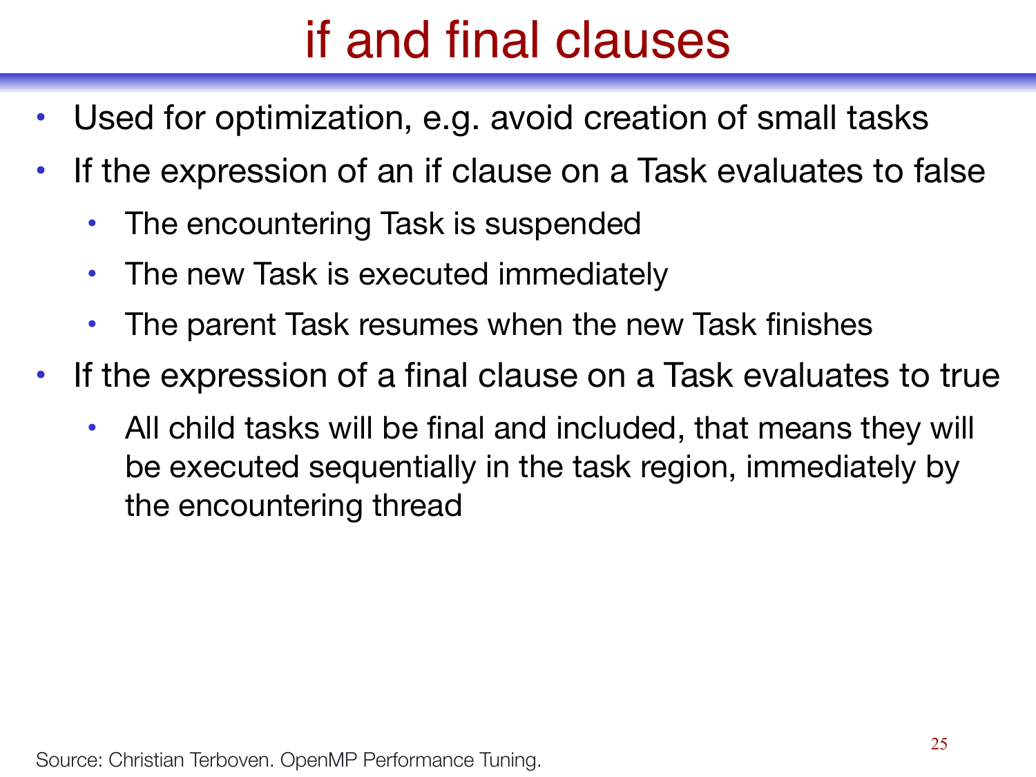# if and final clauses

- Used for optimization, e.g. avoid creation of small tasks
- If the expression of an if clause on a Task evaluates to false
  - The encountering Task is suspended
  - The new Task is executed immediately
  - The parent Task resumes when the new Task finishes
- If the expression of a final clause on a Task evaluates to true
  - All child tasks will be final and included, that means they will be executed sequentially in the task region, immediately by the encountering thread

Source: Christian Terboven. OpenMP Performance Tuning.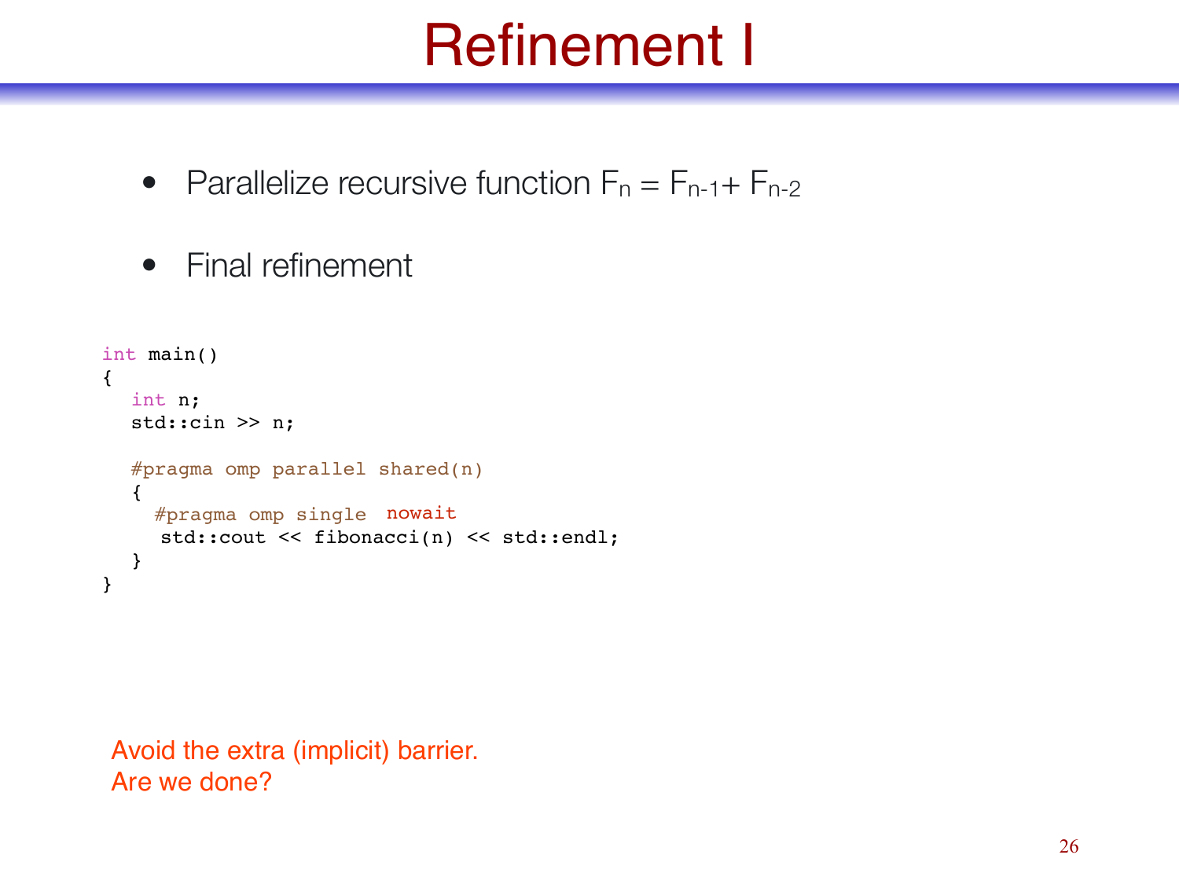# Refinement I

- Parallelize recursive function $F_n = F_{n-1} + F_{n-2}$

- Final refinement

```
int main()
{
  int n;
  std::cin >> n;

  #pragma omp parallel shared(n)
  {
    #pragma omp single  nowait
    std::cout << fibonacci(n) << std::endl;
  }
}
```

Avoid the extra (implicit) barrier.
Are we done?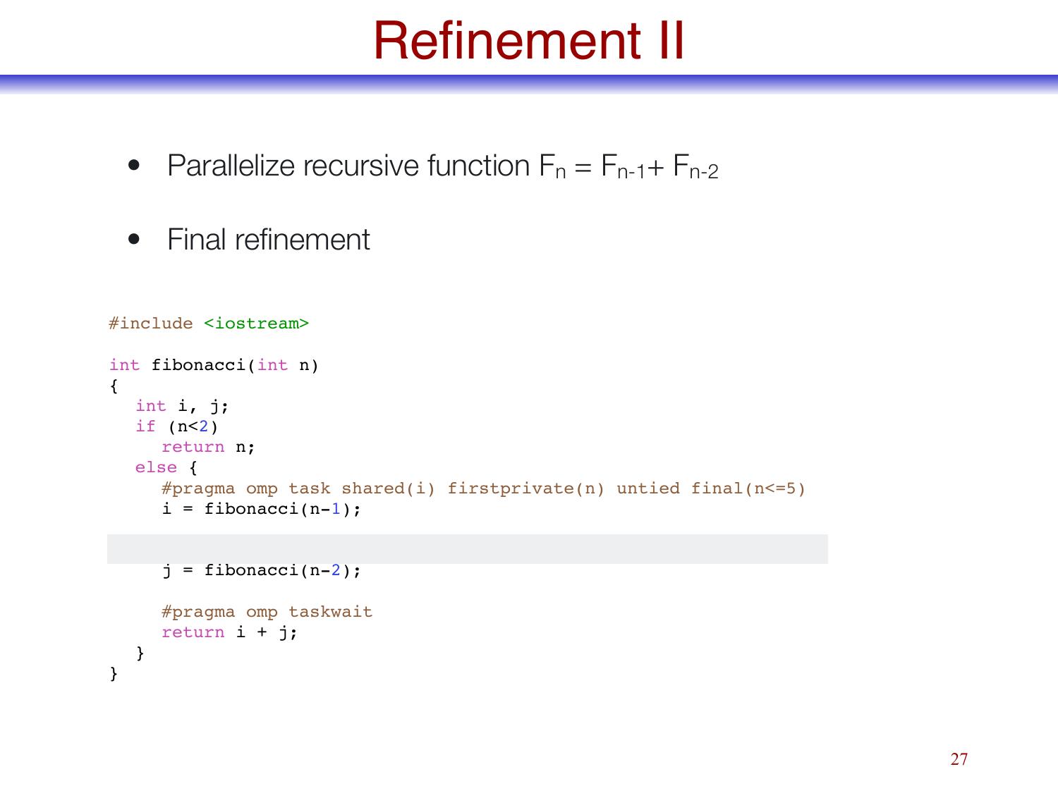# Refinement II

- Parallelize recursive function $F_n = F_{n-1} + F_{n-2}$
- Final refinement

```
#include <iostream>

int fibonacci(int n)
{
   int i, j;
   if (n<2)
      return n;
   else {
      #pragma omp task shared(i) firstprivate(n) untied final(n<=5)
      i = fibonacci(n-1);


      j = fibonacci(n-2);

      #pragma omp taskwait
      return i + j;
   }
}
```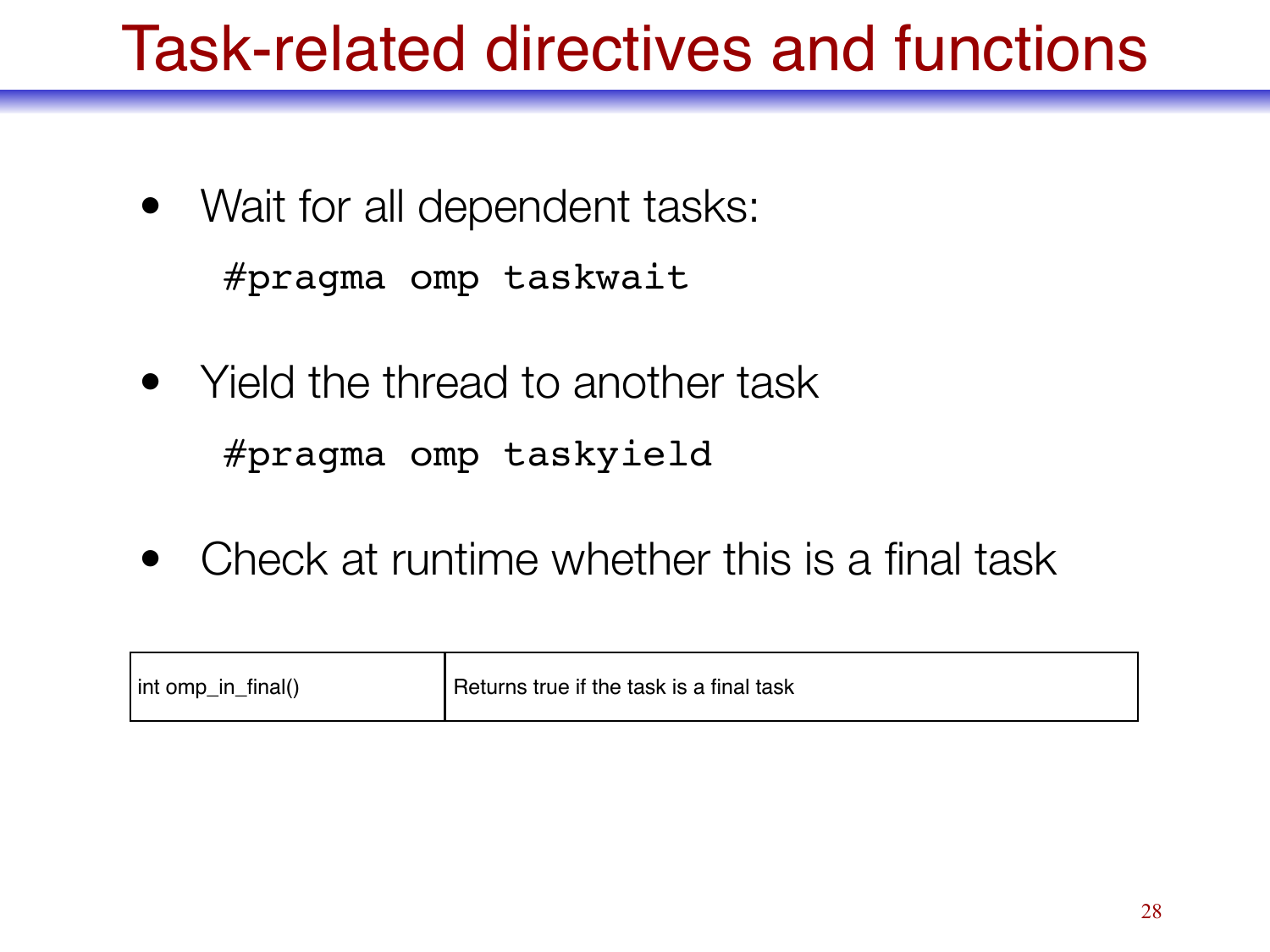# Task-related directives and functions

- Wait for all dependent tasks:

```
#pragma omp taskwait
```

- Yield the thread to another task

```
#pragma omp taskyield
```

- Check at runtime whether this is a final task

| int omp_in_final() | Returns true if the task is a final task |
|---|---|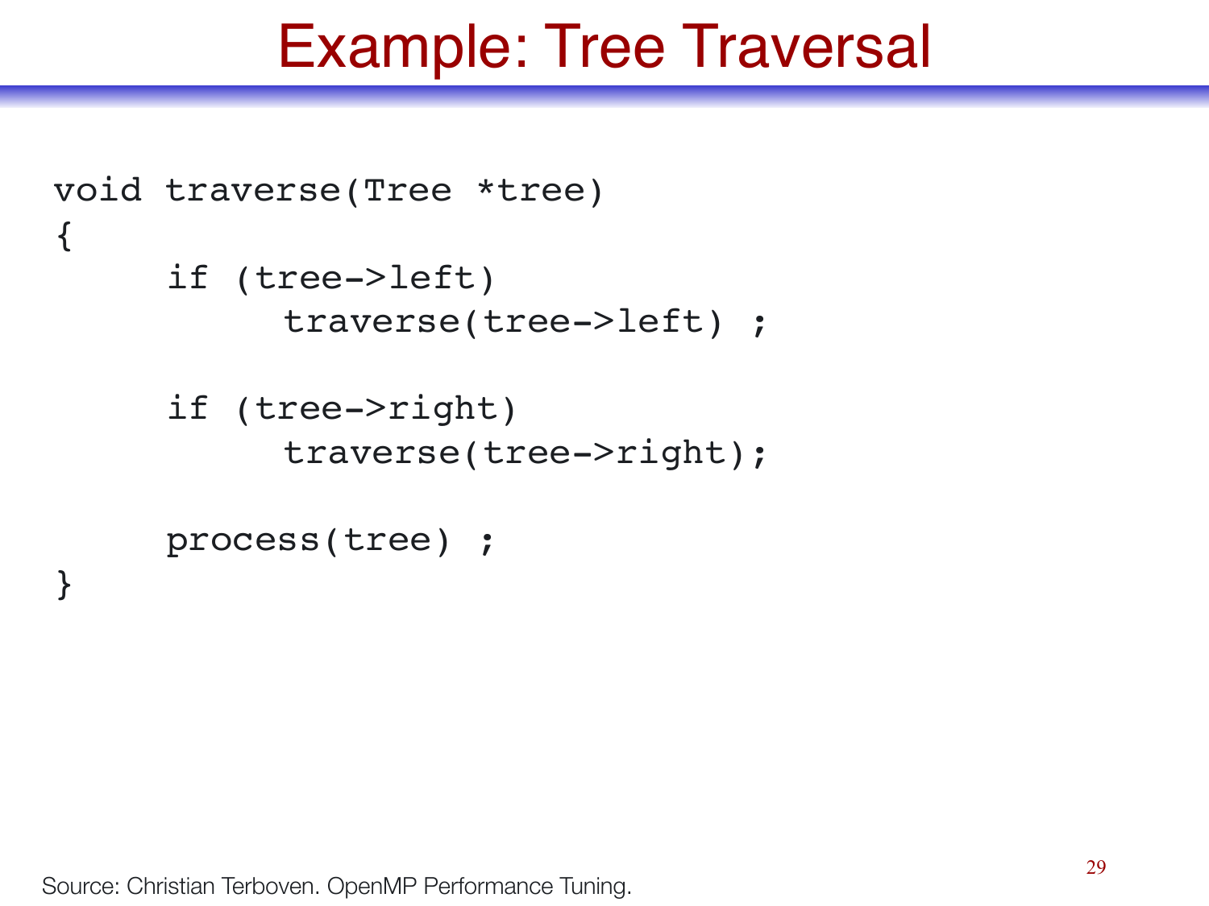# Example: Tree Traversal

```
void traverse(Tree *tree)
{
     if (tree->left)
          traverse(tree->left) ;

     if (tree->right)
          traverse(tree->right);

     process(tree) ;
}
```

Source: Christian Terboven. OpenMP Performance Tuning.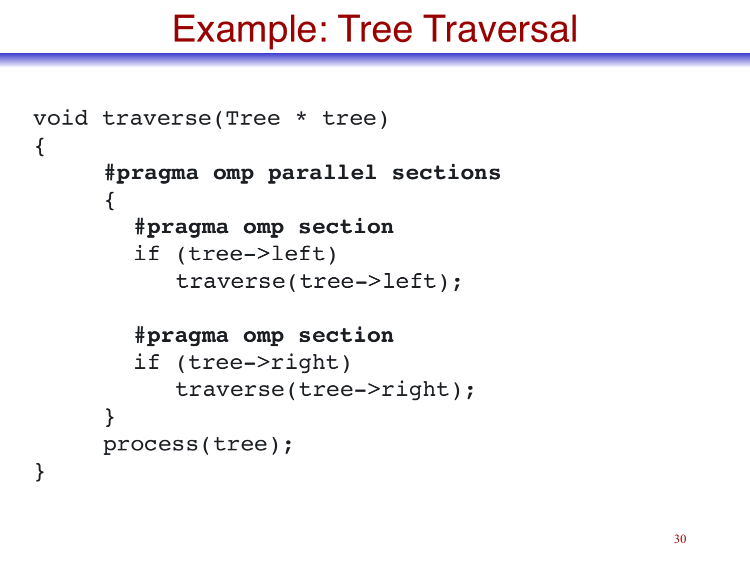# Example: Tree Traversal

```
void traverse(Tree * tree)
{
     #pragma omp parallel sections
     {
       #pragma omp section
       if (tree->left)
          traverse(tree->left);

       #pragma omp section
       if (tree->right)
          traverse(tree->right);
     }
     process(tree);
}
```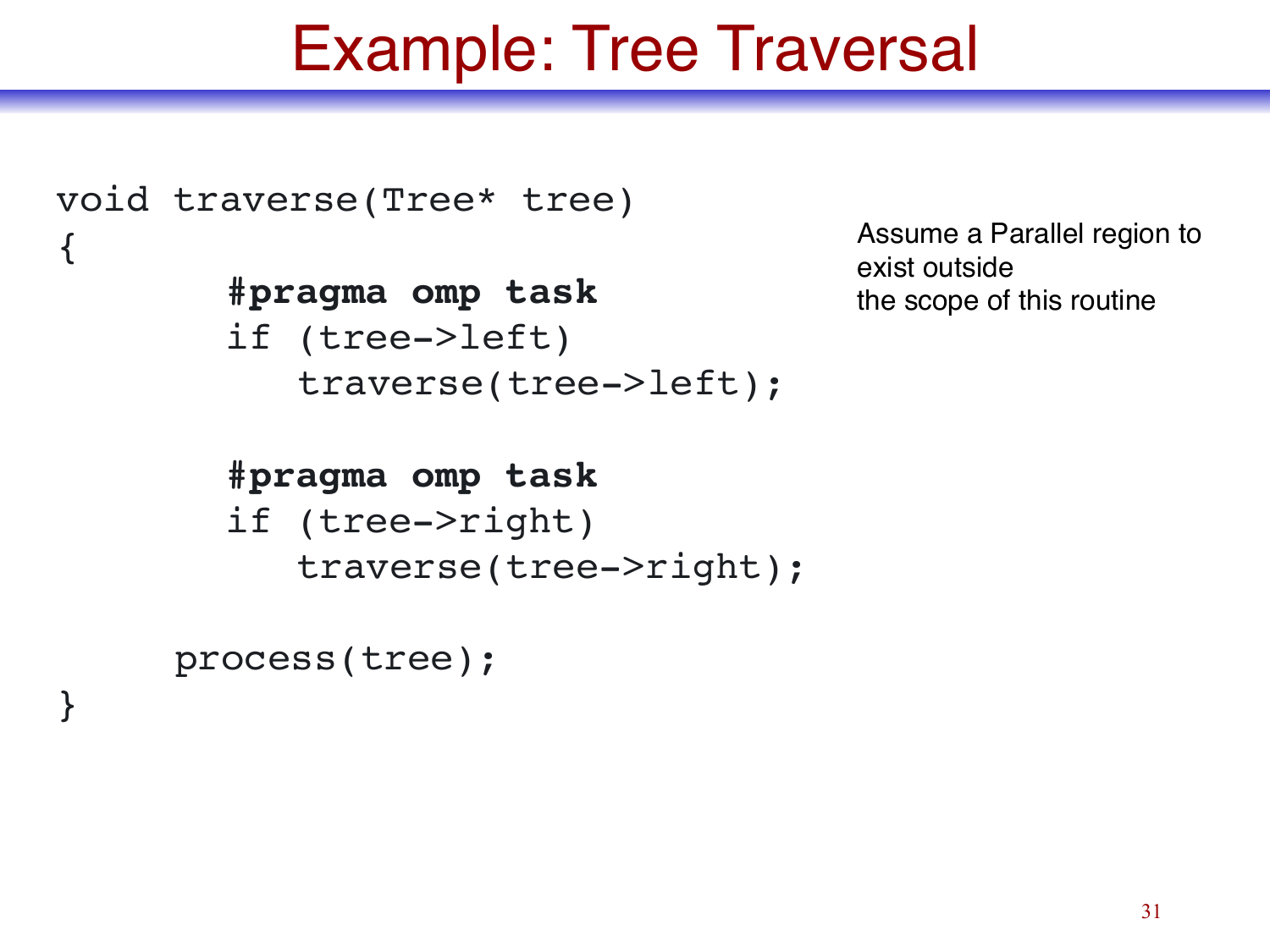# Example: Tree Traversal

```
void traverse(Tree* tree)
{
       #pragma omp task
       if (tree->left)
          traverse(tree->left);

       #pragma omp task
       if (tree->right)
          traverse(tree->right);

     process(tree);
}
```

Assume a Parallel region to exist outside the scope of this routine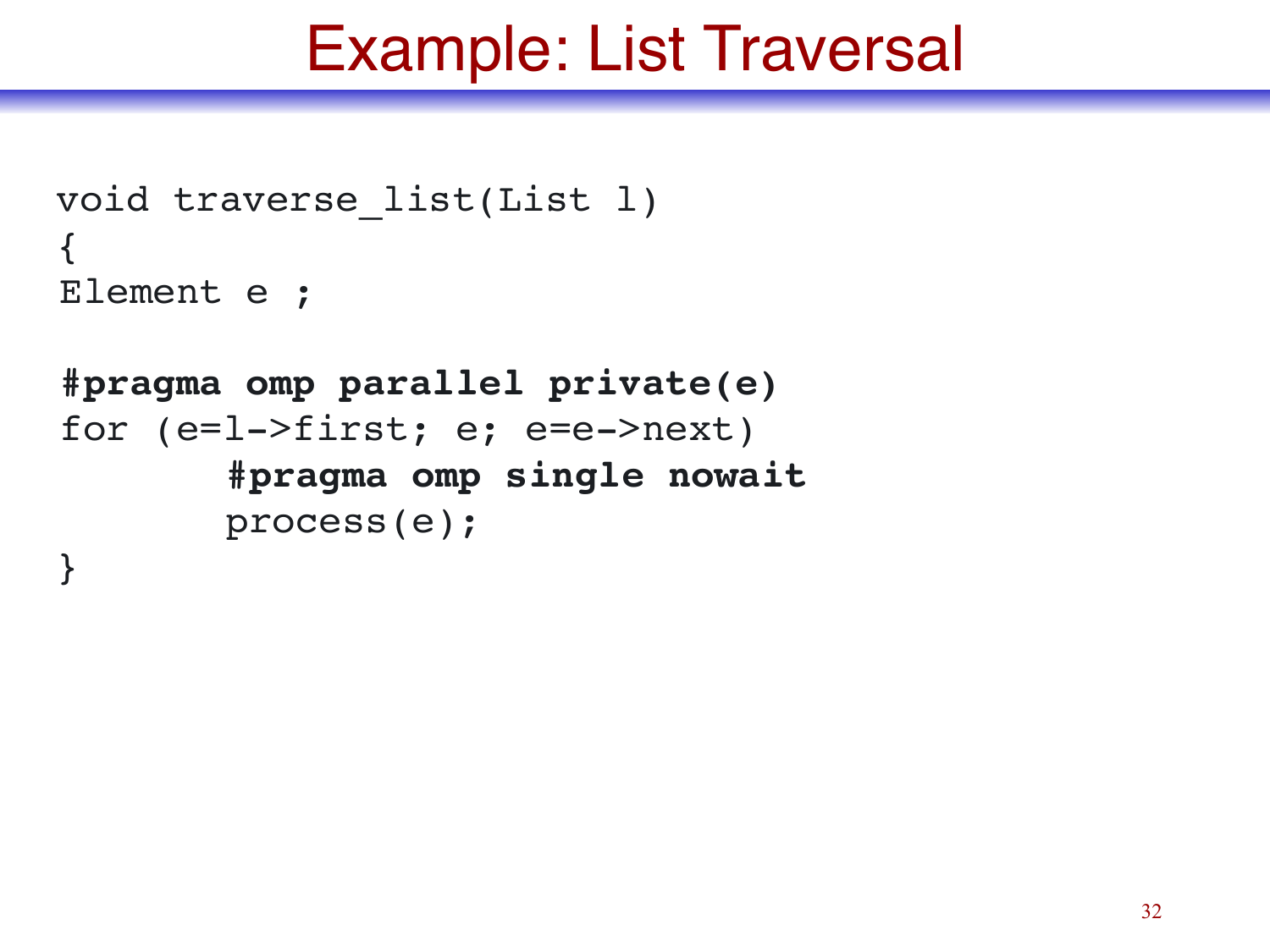# Example: List Traversal

```
void traverse_list(List l)
{
Element e ;

#pragma omp parallel private(e)
for (e=l->first; e; e=e->next)
        #pragma omp single nowait
        process(e);
}
```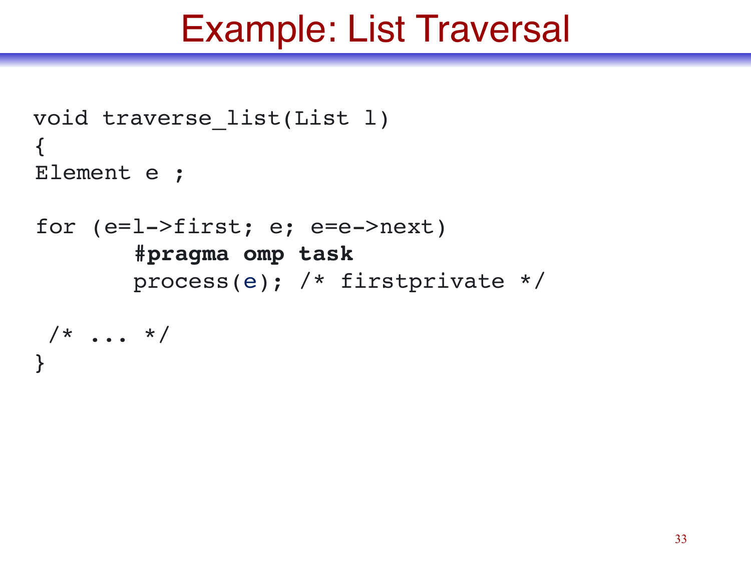# Example: List Traversal

```
void traverse_list(List l)
{
Element e ;

for (e=l->first; e; e=e->next)
        #pragma omp task
        process(e); /* firstprivate */

 /* ... */
}
```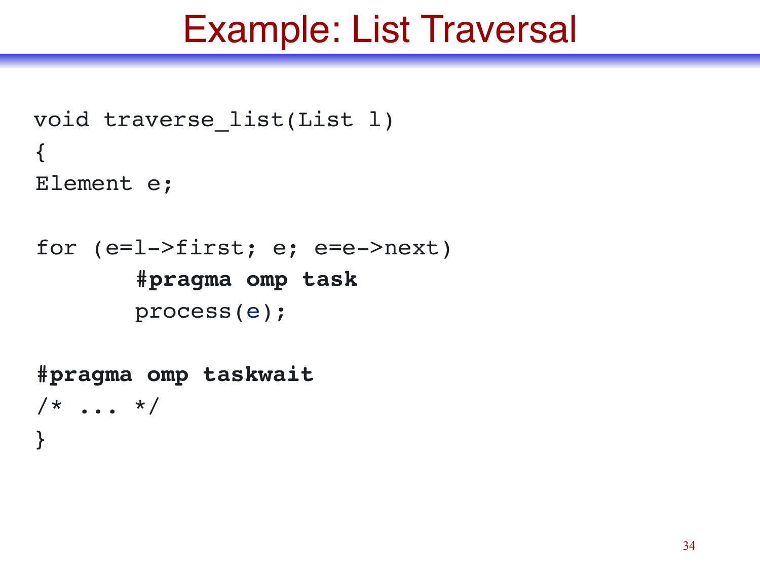# Example: List Traversal

```
void traverse_list(List l)
{
Element e;

for (e=l->first; e; e=e->next)
        #pragma omp task
        process(e);

#pragma omp taskwait
/* ... */
}
```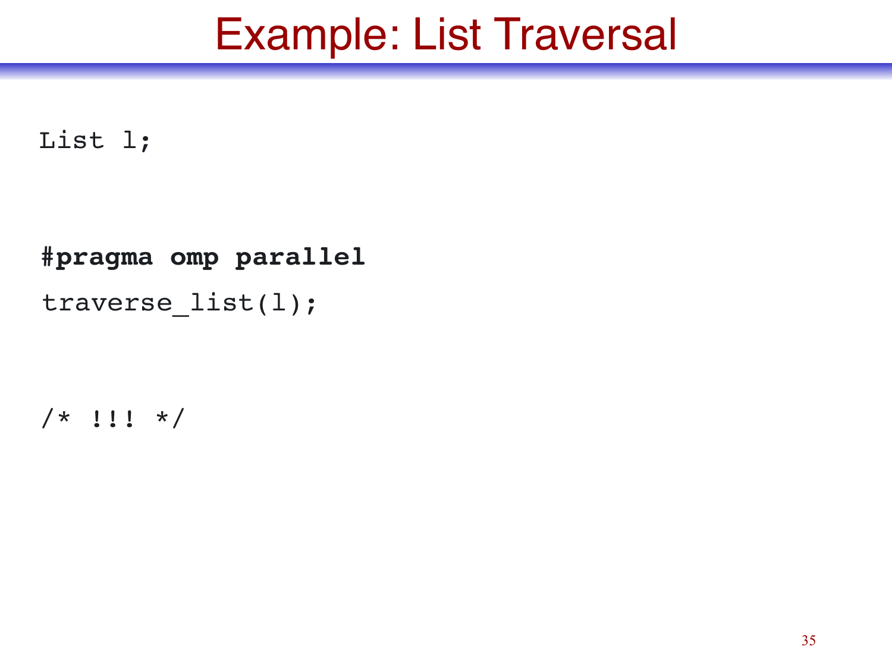# Example: List Traversal

```
List l;

#pragma omp parallel
traverse_list(l);

/* !!! */
```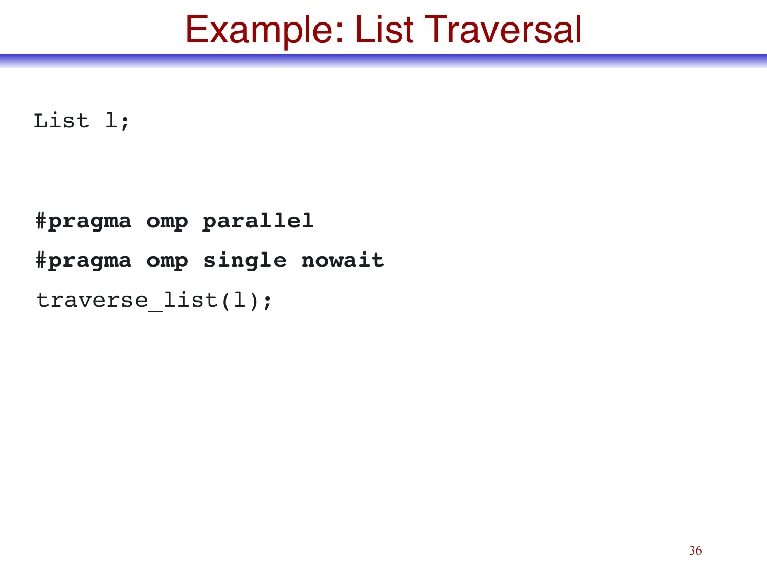# Example: List Traversal

```
List l;


#pragma omp parallel
#pragma omp single nowait
traverse_list(l);
```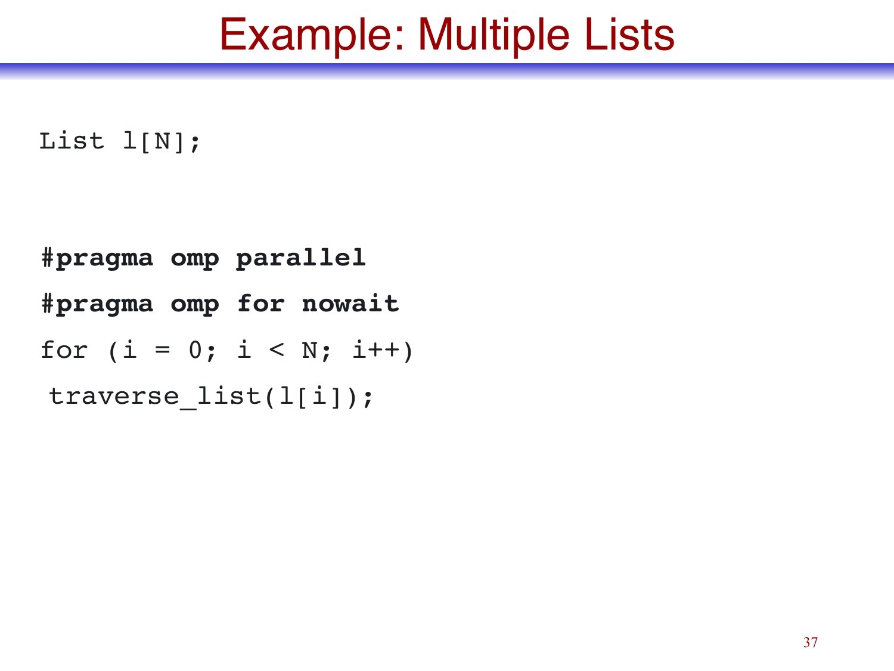# Example: Multiple Lists

```
List l[N];


#pragma omp parallel
#pragma omp for nowait
for (i = 0; i < N; i++)
 traverse_list(l[i]);
```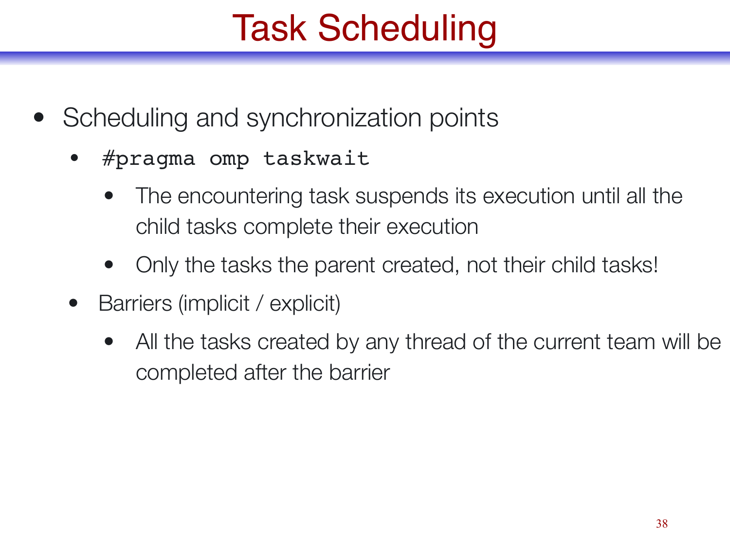# Task Scheduling

- Scheduling and synchronization points
  - `#pragma omp taskwait`
    - The encountering task suspends its execution until all the child tasks complete their execution
    - Only the tasks the parent created, not their child tasks!
  - Barriers (implicit / explicit)
    - All the tasks created by any thread of the current team will be completed after the barrier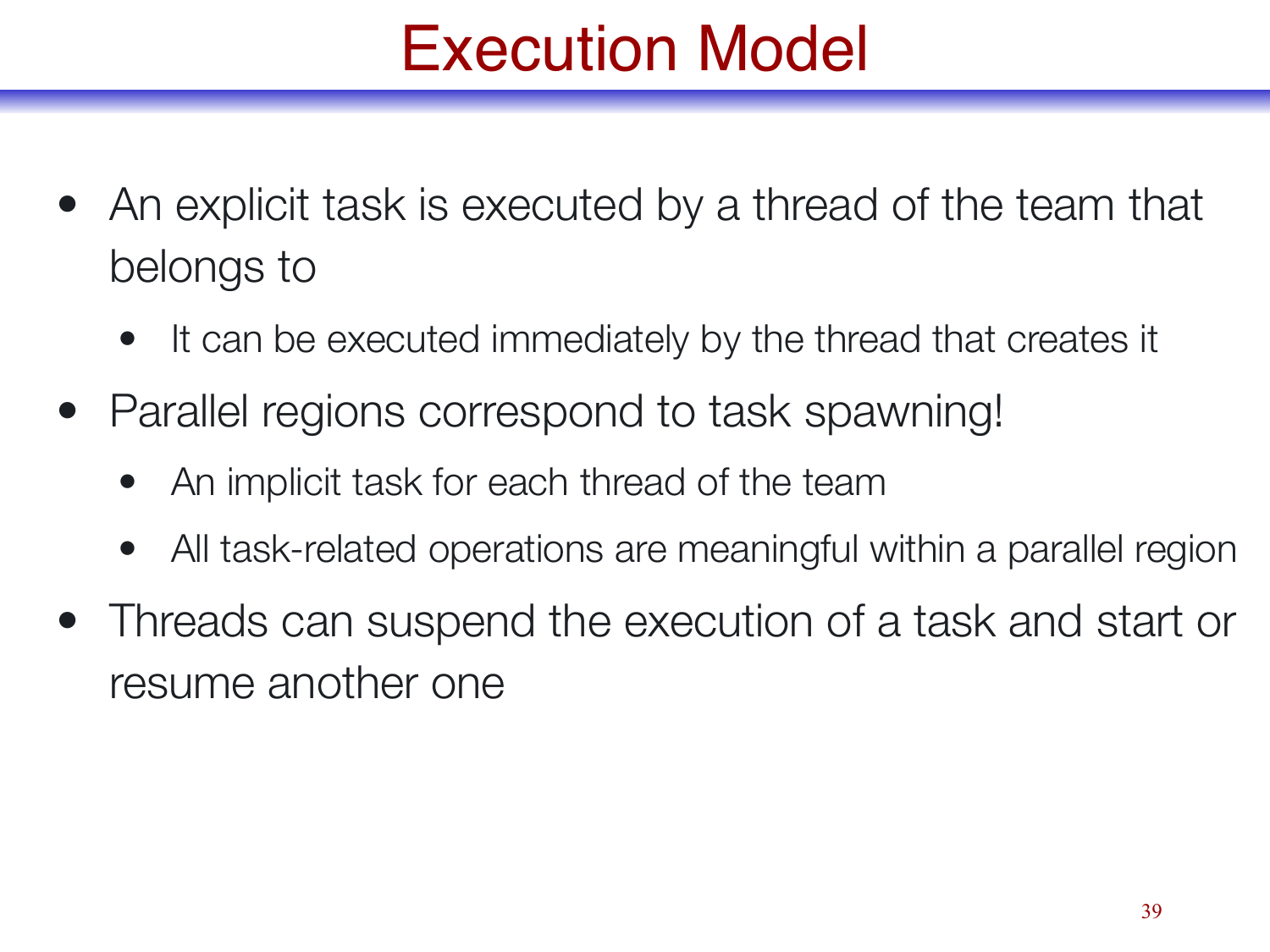# Execution Model

- An explicit task is executed by a thread of the team that belongs to
  - It can be executed immediately by the thread that creates it
- Parallel regions correspond to task spawning!
  - An implicit task for each thread of the team
  - All task-related operations are meaningful within a parallel region
- Threads can suspend the execution of a task and start or resume another one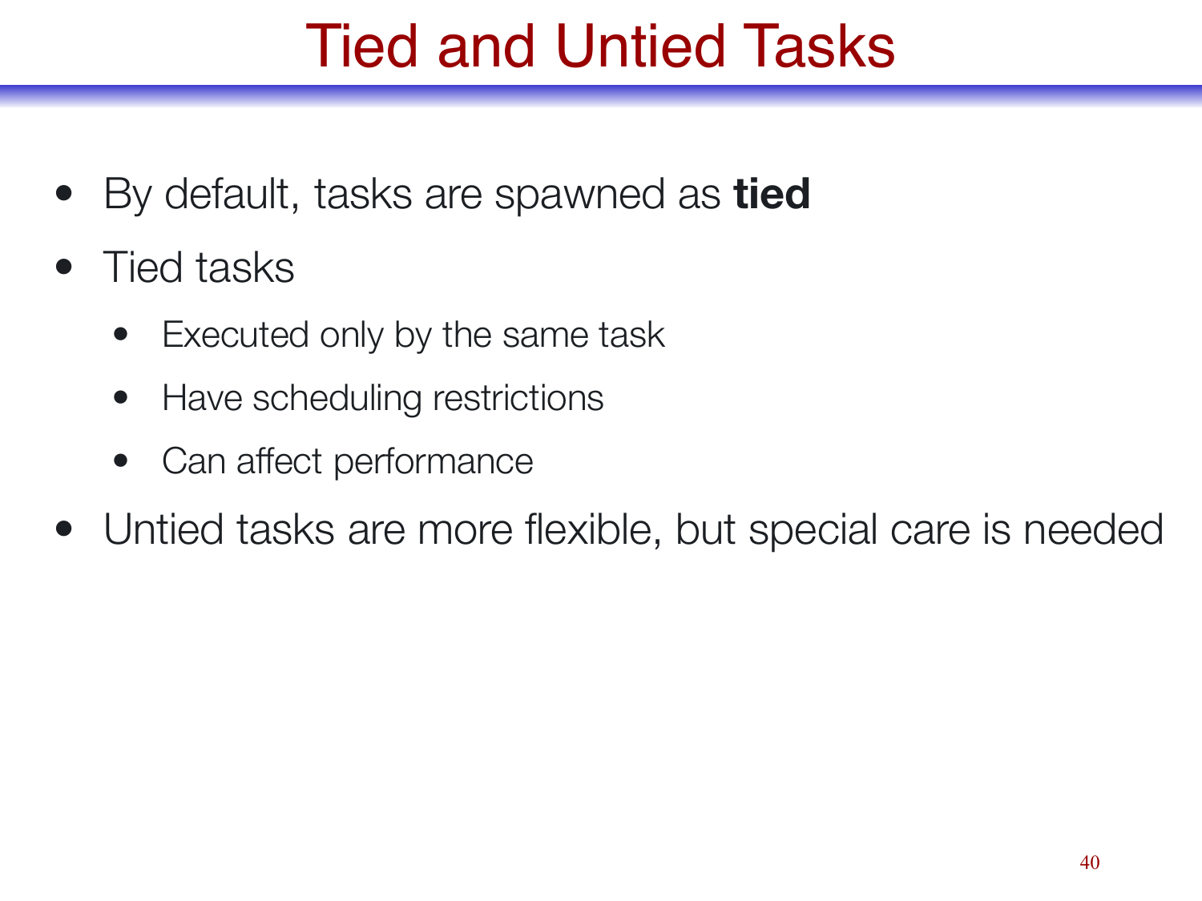# Tied and Untied Tasks

- By default, tasks are spawned as **tied**
- Tied tasks
  - Executed only by the same task
  - Have scheduling restrictions
  - Can affect performance
- Untied tasks are more flexible, but special care is needed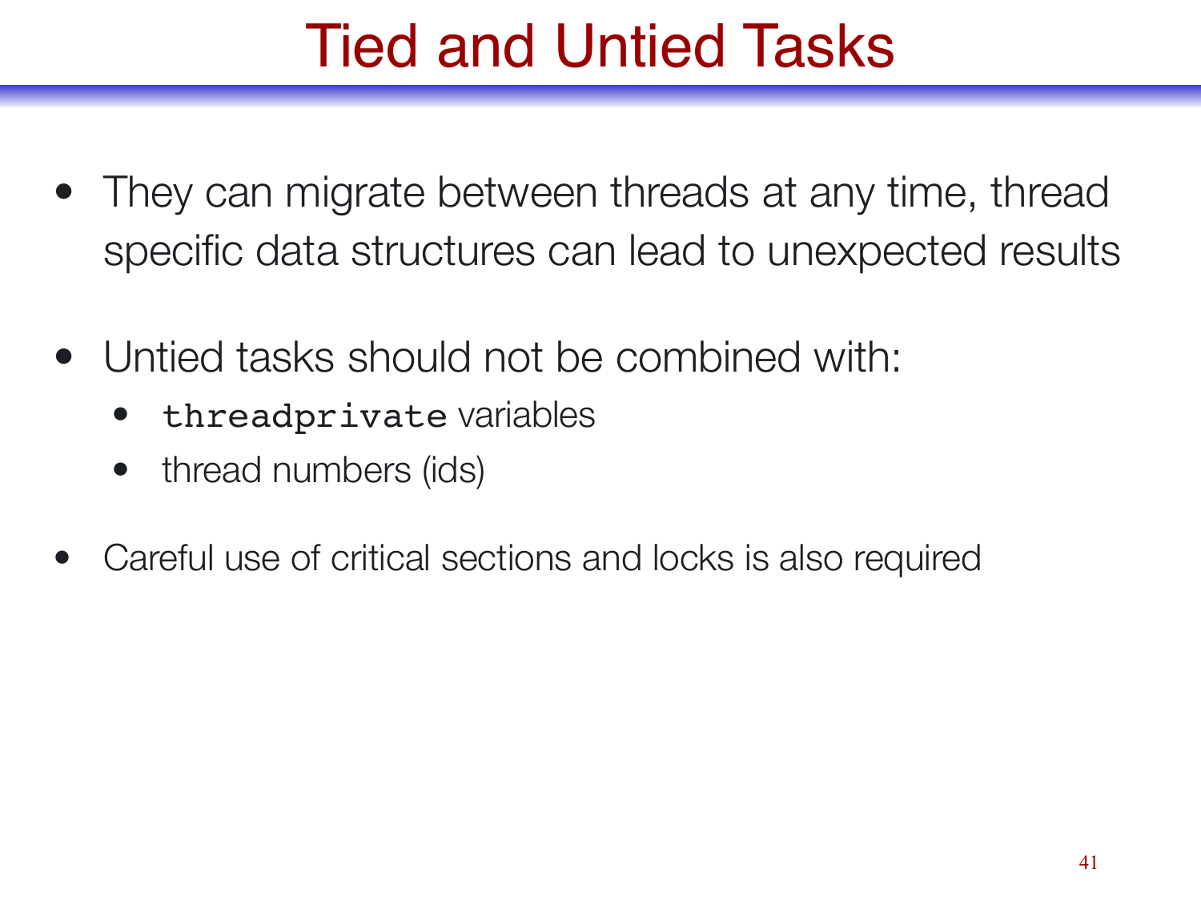# Tied and Untied Tasks

- They can migrate between threads at any time, thread specific data structures can lead to unexpected results
- Untied tasks should not be combined with:
  - `threadprivate` variables
  - thread numbers (ids)
- Careful use of critical sections and locks is also required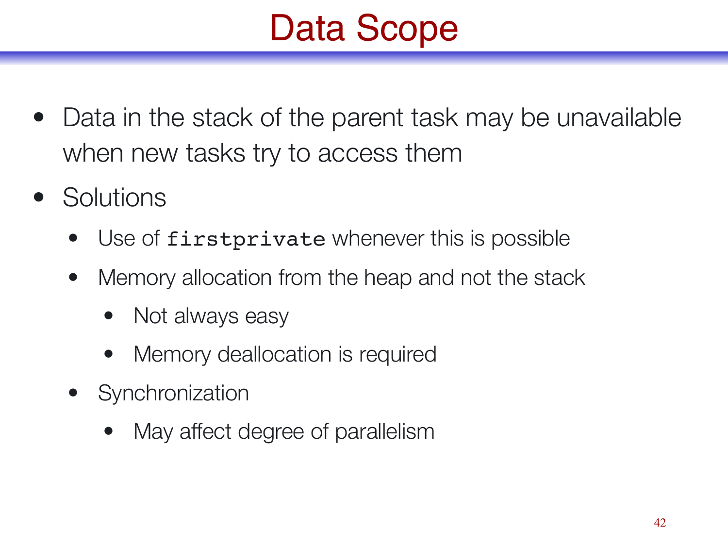# Data Scope

- Data in the stack of the parent task may be unavailable when new tasks try to access them
- Solutions
  - Use of `firstprivate` whenever this is possible
  - Memory allocation from the heap and not the stack
    - Not always easy
    - Memory deallocation is required
  - Synchronization
    - May affect degree of parallelism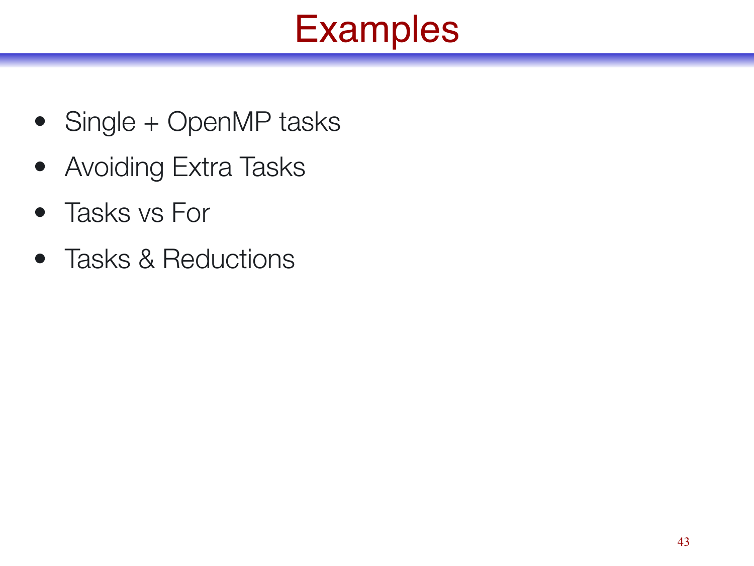# Examples

- Single + OpenMP tasks
- Avoiding Extra Tasks
- Tasks vs For
- Tasks & Reductions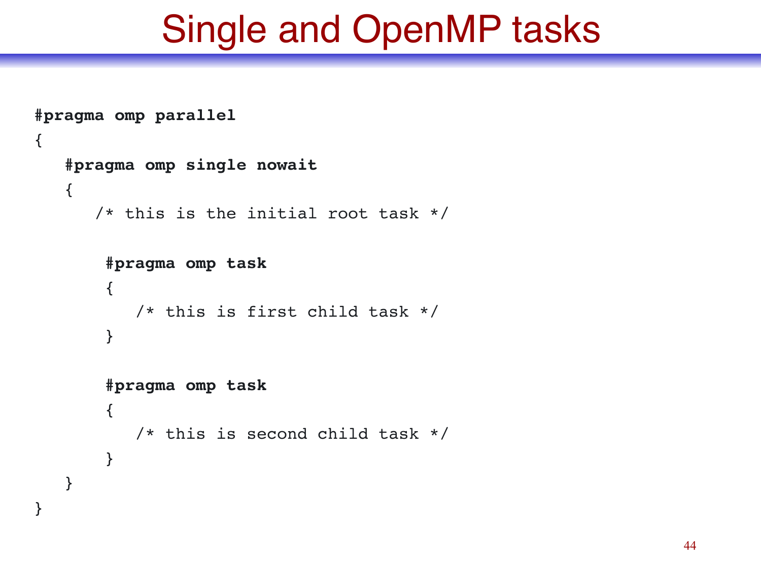# Single and OpenMP tasks

```
#pragma omp parallel
{
   #pragma omp single nowait
   {
      /* this is the initial root task */

       #pragma omp task
       {
          /* this is first child task */
       }

       #pragma omp task
       {
          /* this is second child task */
       }
   }
}
```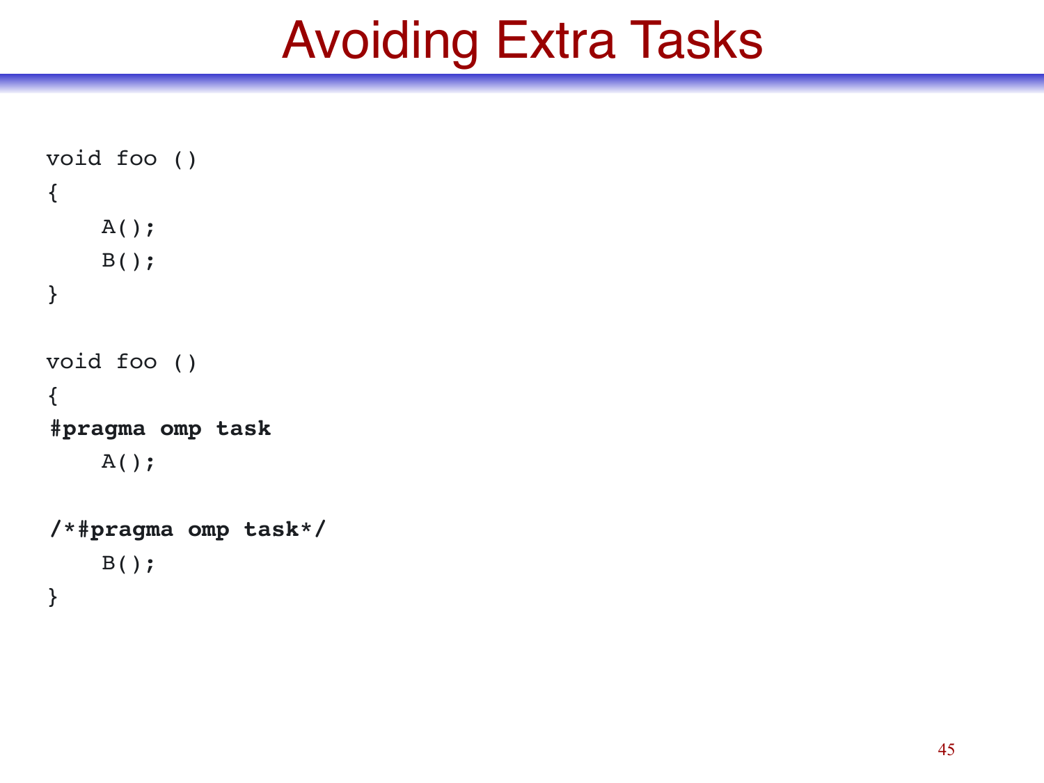# Avoiding Extra Tasks

```
void foo ()
{
    A();
    B();
}

void foo ()
{
#pragma omp task
    A();

/*#pragma omp task*/
    B();
}
```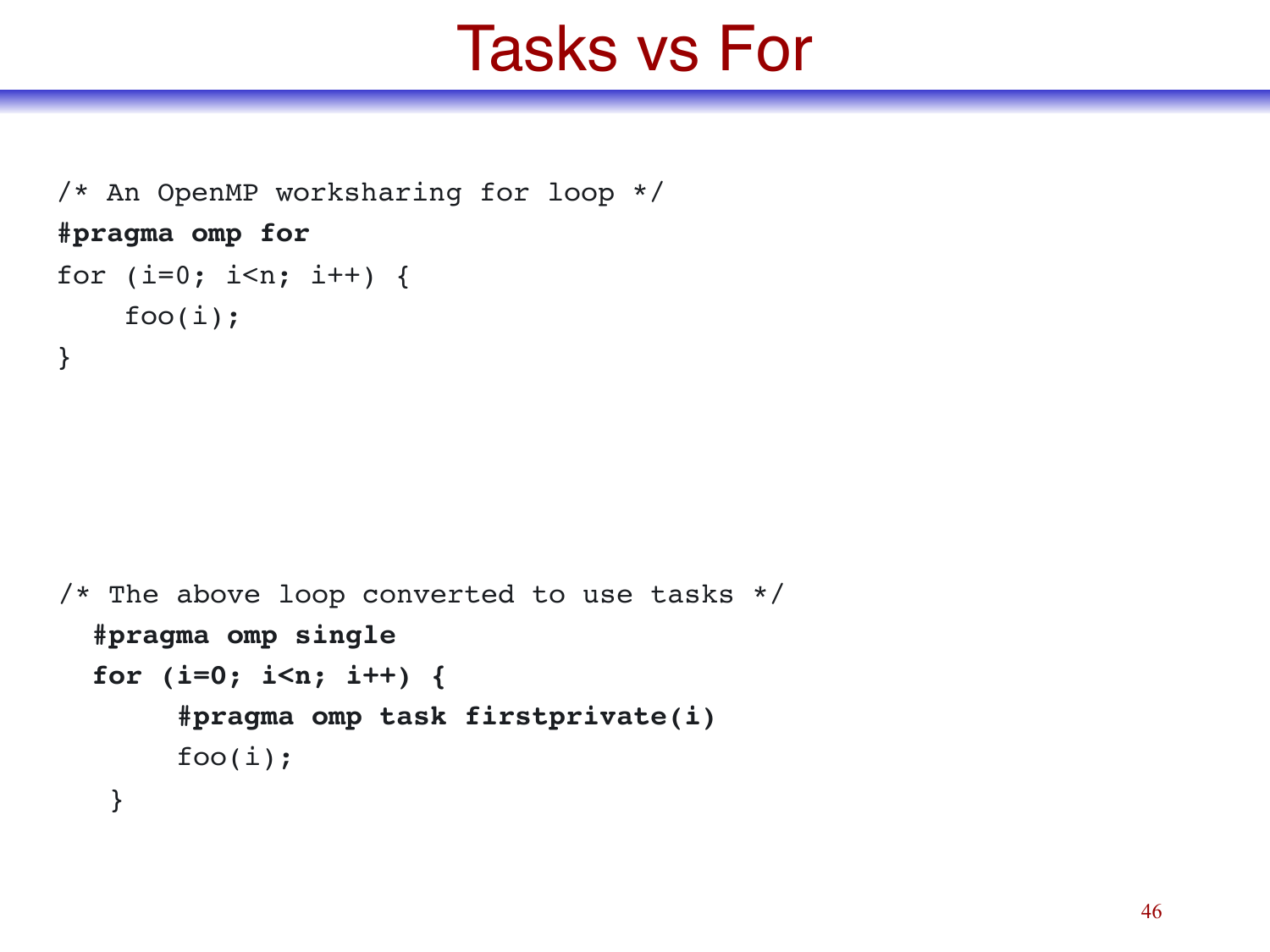# Tasks vs For

```
/* An OpenMP worksharing for loop */
#pragma omp for
for (i=0; i<n; i++) {
    foo(i);
}
```

```
/* The above loop converted to use tasks */
  #pragma omp single
  for (i=0; i<n; i++) {
       #pragma omp task firstprivate(i)
       foo(i);
   }
```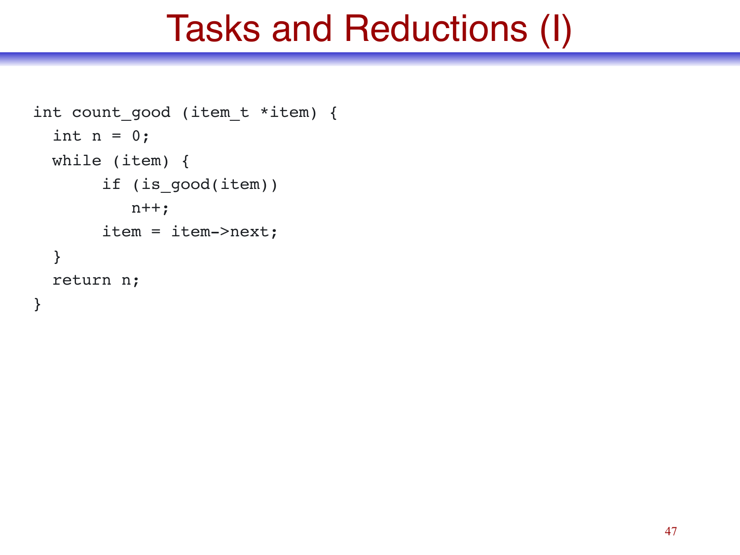# Tasks and Reductions (I)

```
int count_good (item_t *item) {
  int n = 0;
  while (item) {
       if (is_good(item))
          n++;
       item = item->next;
  }
  return n;
}
```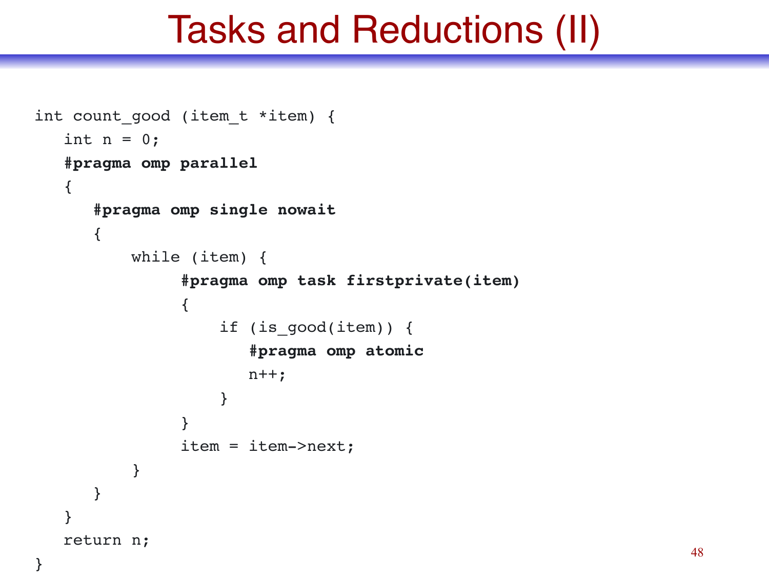# Tasks and Reductions (II)

```
int count_good (item_t *item) {
   int n = 0;
   #pragma omp parallel
   {
      #pragma omp single nowait
      {
          while (item) {
                #pragma omp task firstprivate(item)
                {
                    if (is_good(item)) {
                       #pragma omp atomic
                       n++;
                    }
                }
                item = item->next;
          }
      }
   }
   return n;
}
```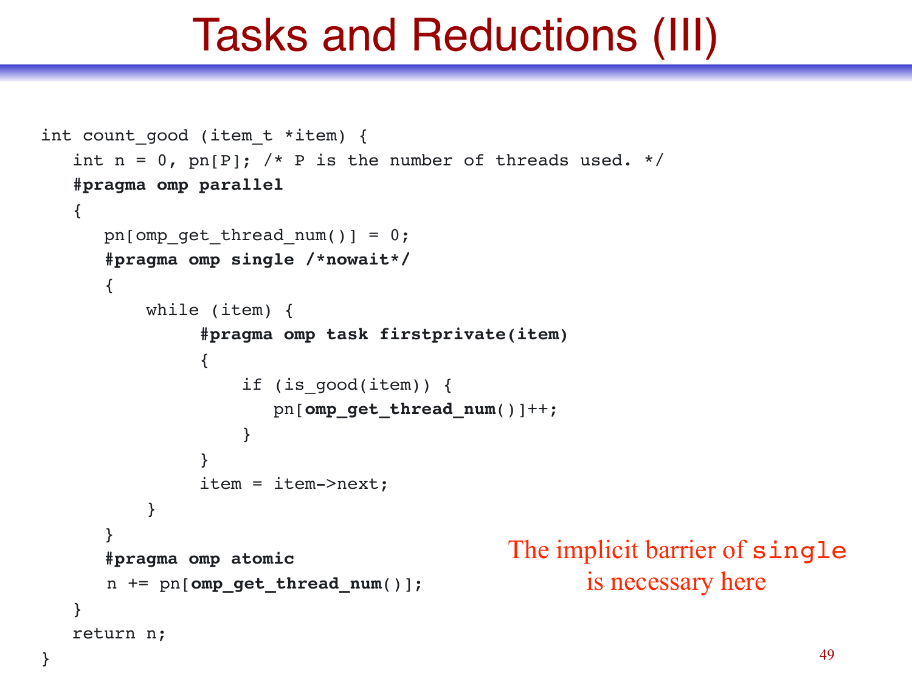# Tasks and Reductions (III)

```
int count_good (item_t *item) {
   int n = 0, pn[P]; /* P is the number of threads used. */
   #pragma omp parallel
   {
      pn[omp_get_thread_num()] = 0;
      #pragma omp single /*nowait*/
      {
          while (item) {
                #pragma omp task firstprivate(item)
                {
                    if (is_good(item)) {
                       pn[omp_get_thread_num()]++;
                    }
                }
                item = item->next;
          }
      }
      #pragma omp atomic
      n += pn[omp_get_thread_num()];
   }
   return n;
}
```

The implicit barrier of `single` is necessary here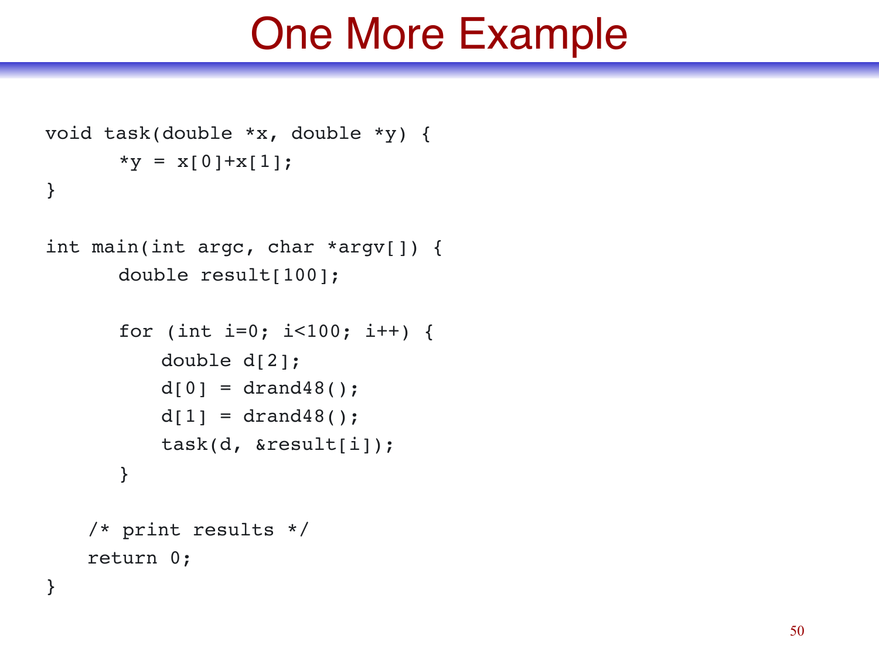# One More Example

```
void task(double *x, double *y) {
      *y = x[0]+x[1];
}

int main(int argc, char *argv[]) {
      double result[100];

      for (int i=0; i<100; i++) {
          double d[2];
          d[0] = drand48();
          d[1] = drand48();
          task(d, &result[i]);
      }

    /* print results */
    return 0;
}
```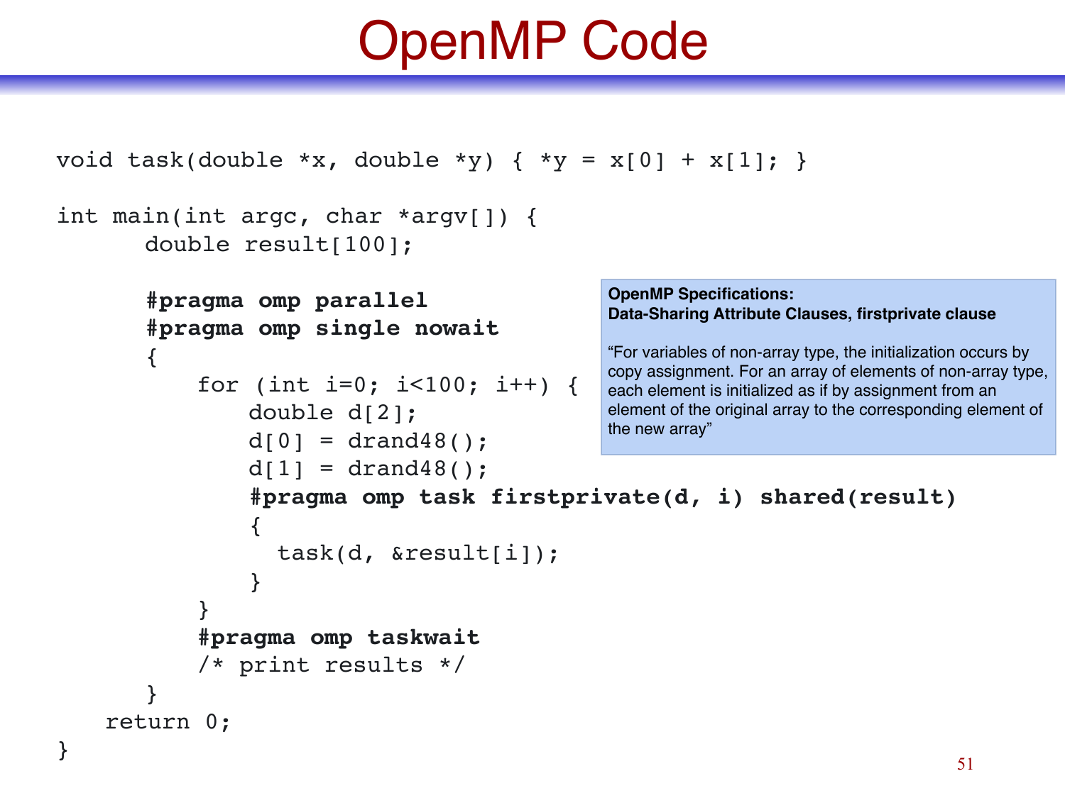# OpenMP Code

```
void task(double *x, double *y) { *y = x[0] + x[1]; }

int main(int argc, char *argv[]) {
      double result[100];

      #pragma omp parallel
      #pragma omp single nowait
      {
          for (int i=0; i<100; i++) {
              double d[2];
              d[0] = drand48();
              d[1] = drand48();
              #pragma omp task firstprivate(d, i) shared(result)
              {
                task(d, &result[i]);
              }
          }
          #pragma omp taskwait
          /* print results */
      }
    return 0;
}
```

**OpenMP Specifications:**
**Data-Sharing Attribute Clauses, firstprivate clause**

"For variables of non-array type, the initialization occurs by copy assignment. For an array of elements of non-array type, each element is initialized as if by assignment from an element of the original array to the corresponding element of the new array"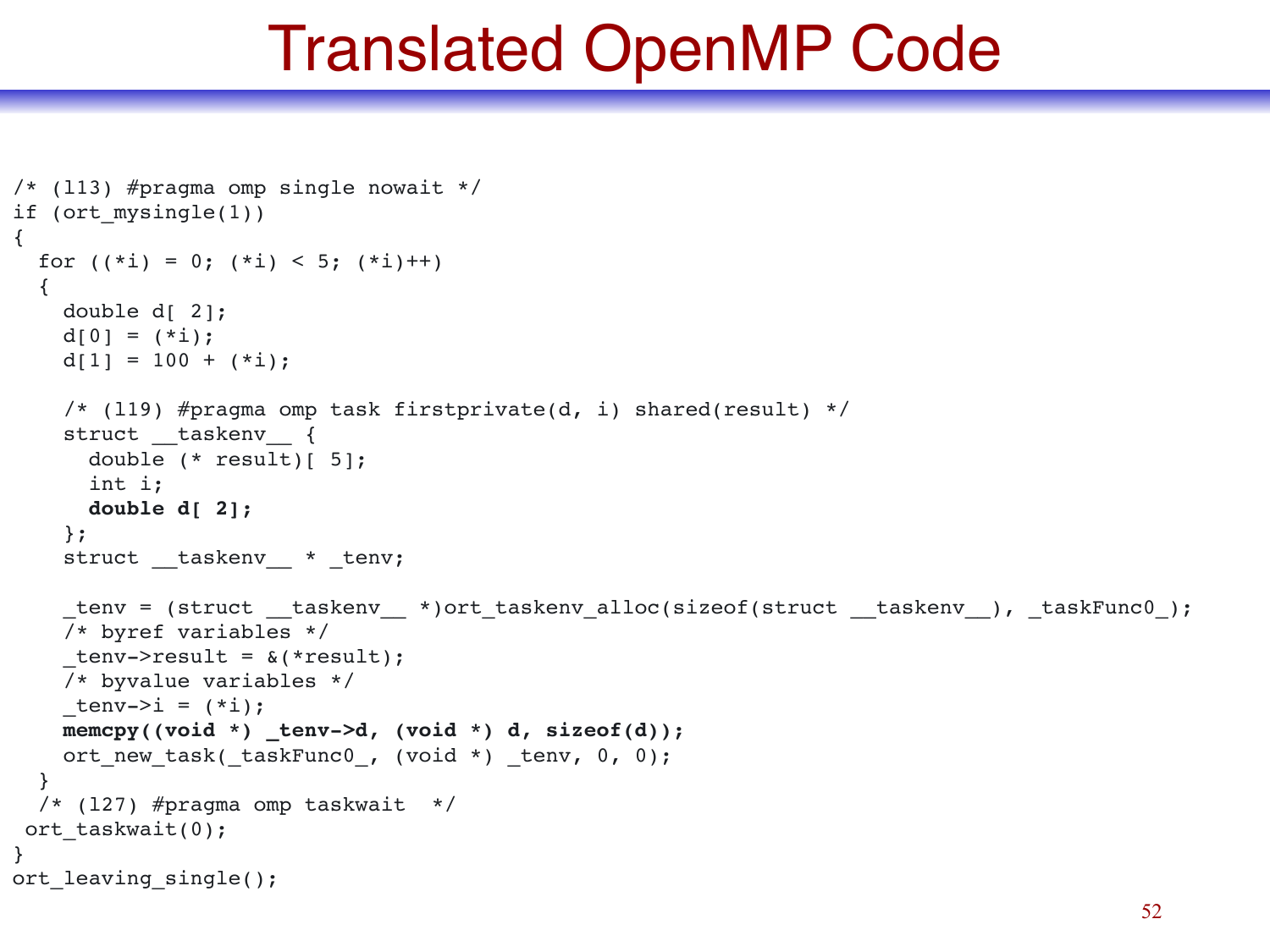# Translated OpenMP Code

```
/* (l13) #pragma omp single nowait */
if (ort_mysingle(1))
{
  for ((*i) = 0; (*i) < 5; (*i)++)
  {
    double d[ 2];
    d[0] = (*i);
    d[1] = 100 + (*i);

    /* (l19) #pragma omp task firstprivate(d, i) shared(result) */
    struct __taskenv__ {
      double (* result)[ 5];
      int i;
      double d[ 2];
    };
    struct __taskenv__ * _tenv;

    _tenv = (struct __taskenv__ *)ort_taskenv_alloc(sizeof(struct __taskenv__), _taskFunc0_);
    /* byref variables */
    _tenv->result = &(*result);
    /* byvalue variables */
    _tenv->i = (*i);
    memcpy((void *) _tenv->d, (void *) d, sizeof(d));
    ort_new_task(_taskFunc0_, (void *) _tenv, 0, 0);
  }
  /* (l27) #pragma omp taskwait  */
 ort_taskwait(0);
}
ort_leaving_single();
```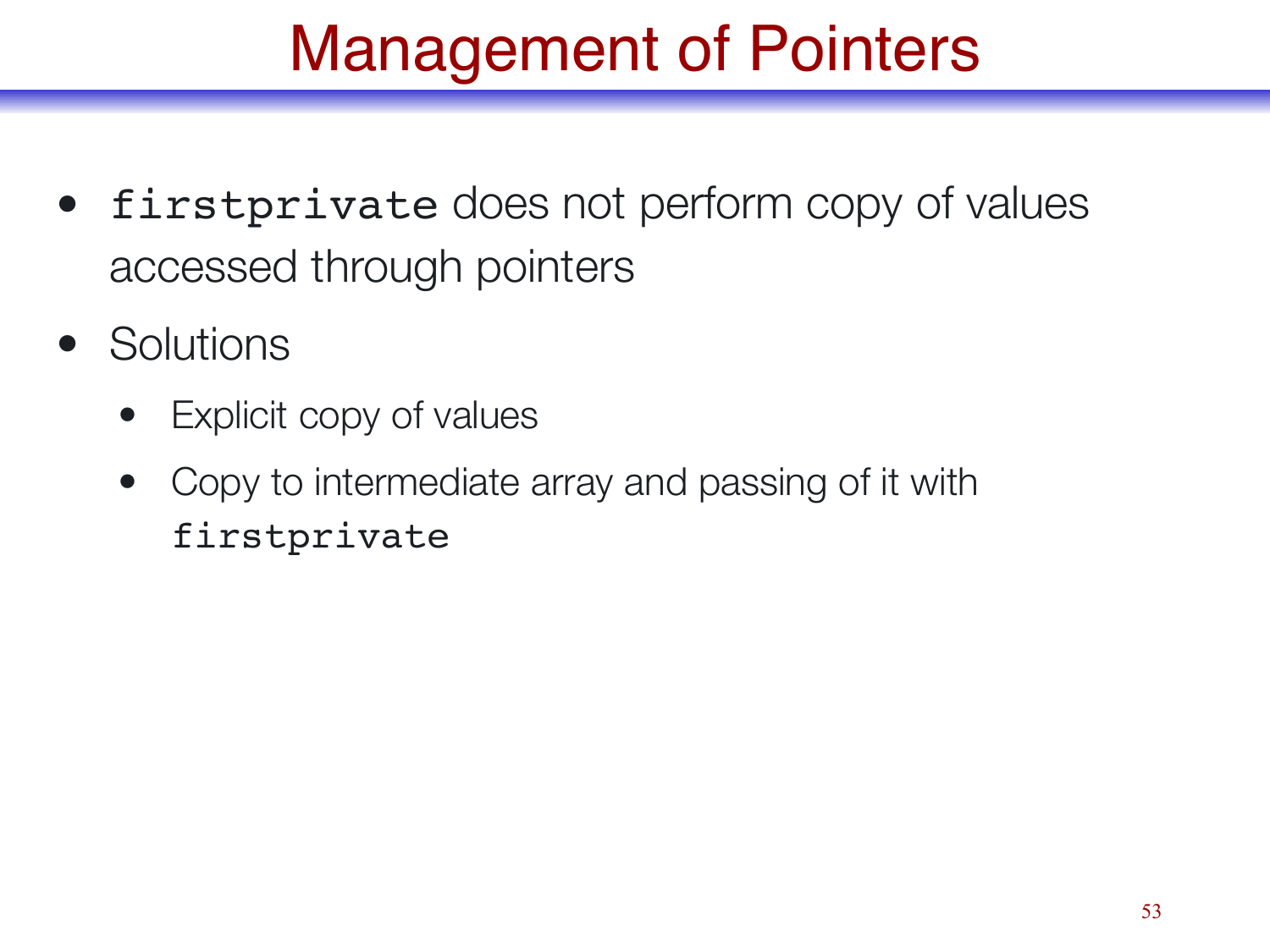# Management of Pointers

- `firstprivate` does not perform copy of values accessed through pointers
- Solutions
  - Explicit copy of values
  - Copy to intermediate array and passing of it with `firstprivate`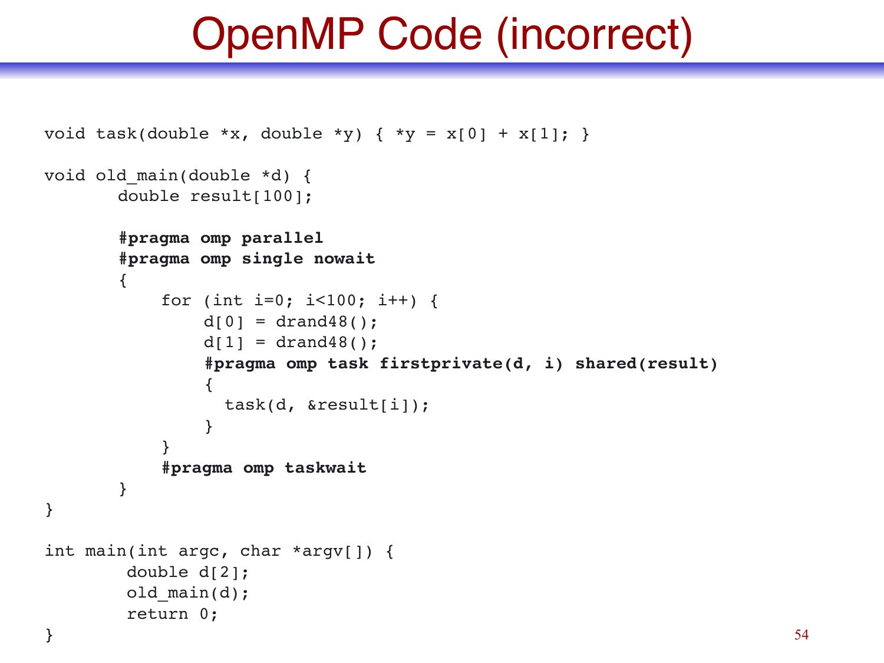# OpenMP Code (incorrect)

```
void task(double *x, double *y) { *y = x[0] + x[1]; }

void old_main(double *d) {
       double result[100];

       #pragma omp parallel
       #pragma omp single nowait
       {
           for (int i=0; i<100; i++) {
                d[0] = drand48();
                d[1] = drand48();
                #pragma omp task firstprivate(d, i) shared(result)
                {
                  task(d, &result[i]);
                }
           }
           #pragma omp taskwait
       }
}

int main(int argc, char *argv[]) {
        double d[2];
        old_main(d);
        return 0;
}
```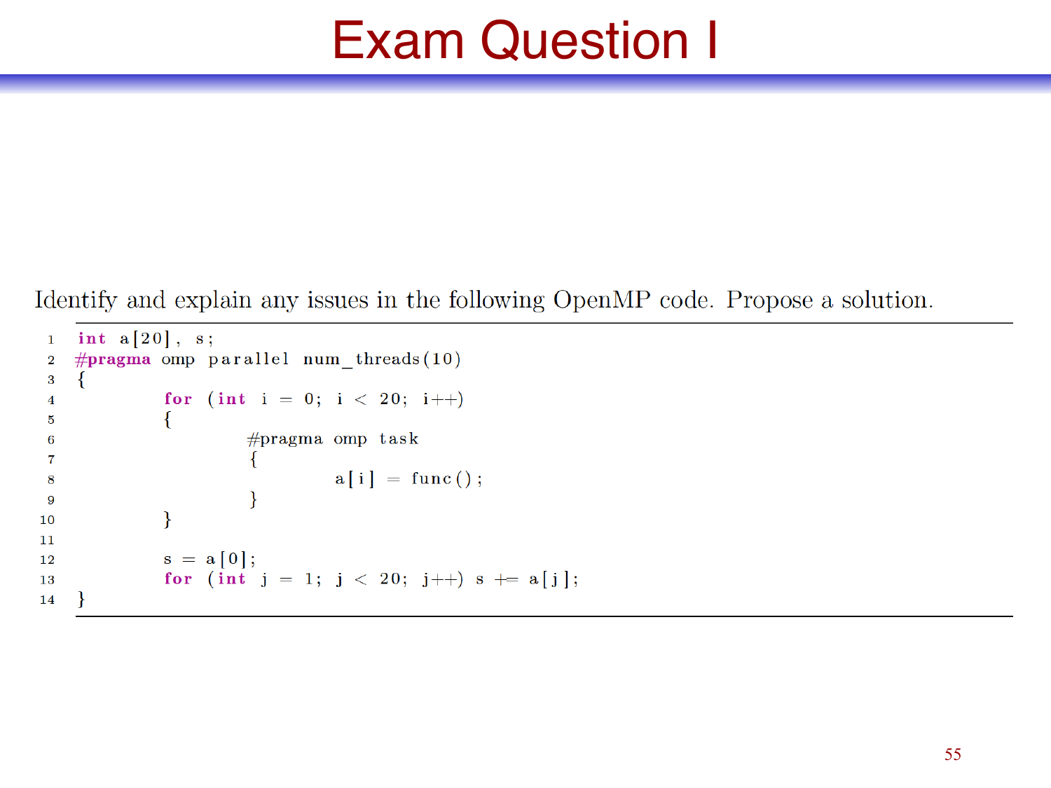# Exam Question I

Identify and explain any issues in the following OpenMP code. Propose a solution.

```
1  int a[20], s;
2  #pragma omp parallel num_threads(10)
3  {
4          for (int i = 0; i < 20; i++)
5          {
6                  #pragma omp task
7                  {
8                          a[i] = func();
9                  }
10         }
11
12         s = a[0];
13         for (int j = 1; j < 20; j++) s += a[j];
14 }
```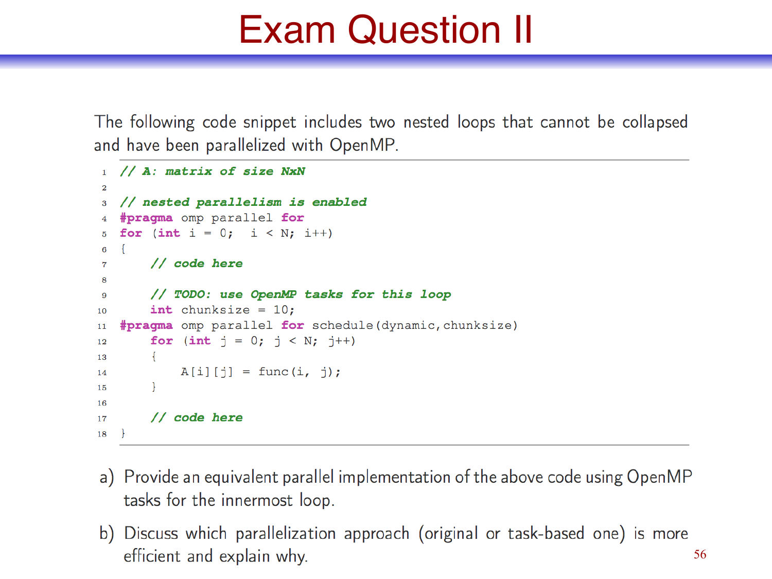# Exam Question II

The following code snippet includes two nested loops that cannot be collapsed and have been parallelized with OpenMP.

```
// A: matrix of size NxN

// nested parallelism is enabled
#pragma omp parallel for
for (int i = 0;  i < N; i++)
{
    // code here

    // TODO: use OpenMP tasks for this loop
    int chunksize = 10;
#pragma omp parallel for schedule(dynamic,chunksize)
    for (int j = 0; j < N; j++)
    {
        A[i][j] = func(i, j);
    }

    // code here
}
```

a) Provide an equivalent parallel implementation of the above code using OpenMP tasks for the innermost loop.

b) Discuss which parallelization approach (original or task-based one) is more efficient and explain why.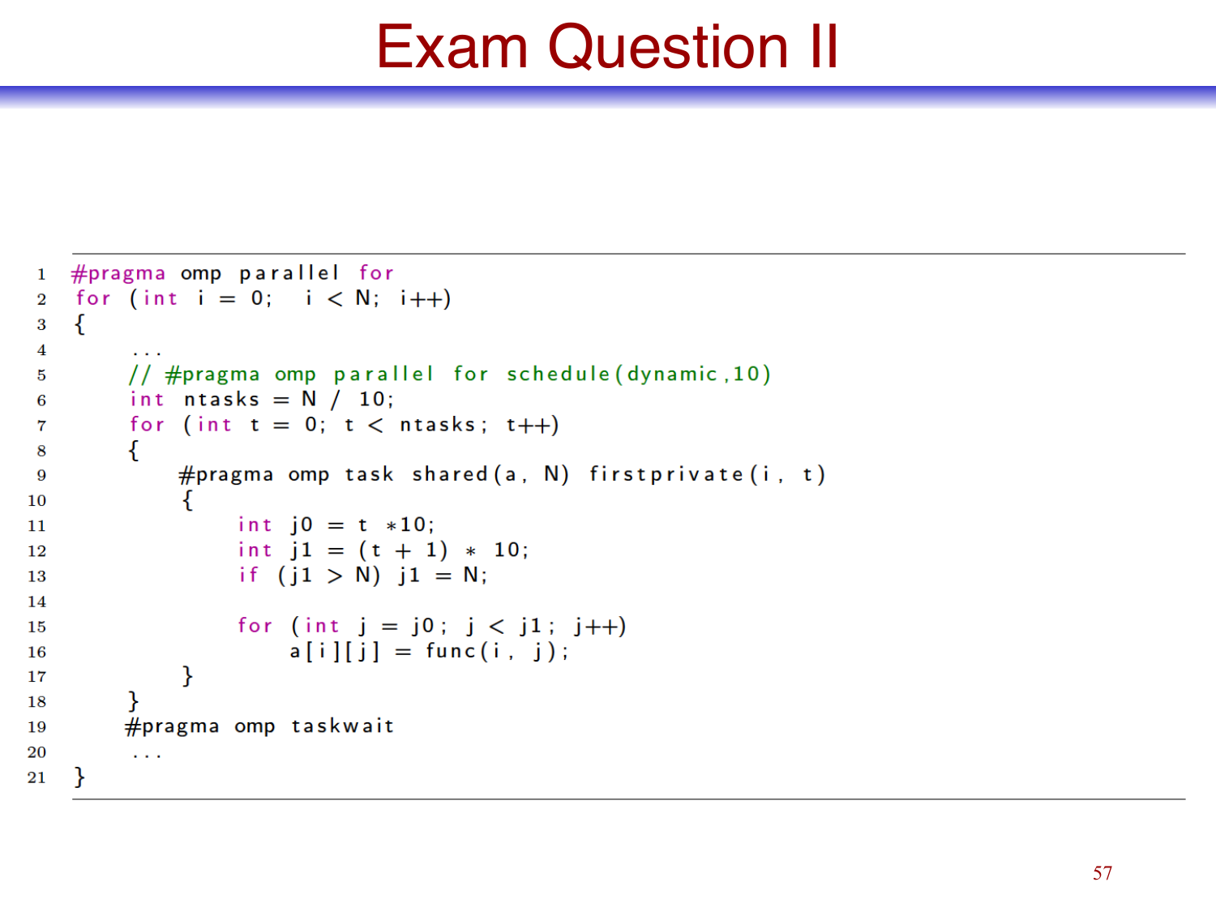# Exam Question II

```
1  #pragma omp parallel for
2  for (int i = 0;  i < N; i++)
3  {
4       ...
5       // #pragma omp parallel for schedule(dynamic,10)
6       int ntasks = N / 10;
7       for (int t = 0; t < ntasks; t++)
8       {
9           #pragma omp task shared(a, N) firstprivate(i, t)
10          {
11              int j0 = t *10;
12              int j1 = (t + 1) * 10;
13              if (j1 > N) j1 = N;
14
15              for (int j = j0; j < j1; j++)
16                  a[i][j] = func(i, j);
17          }
18      }
19      #pragma omp taskwait
20      ...
21 }
```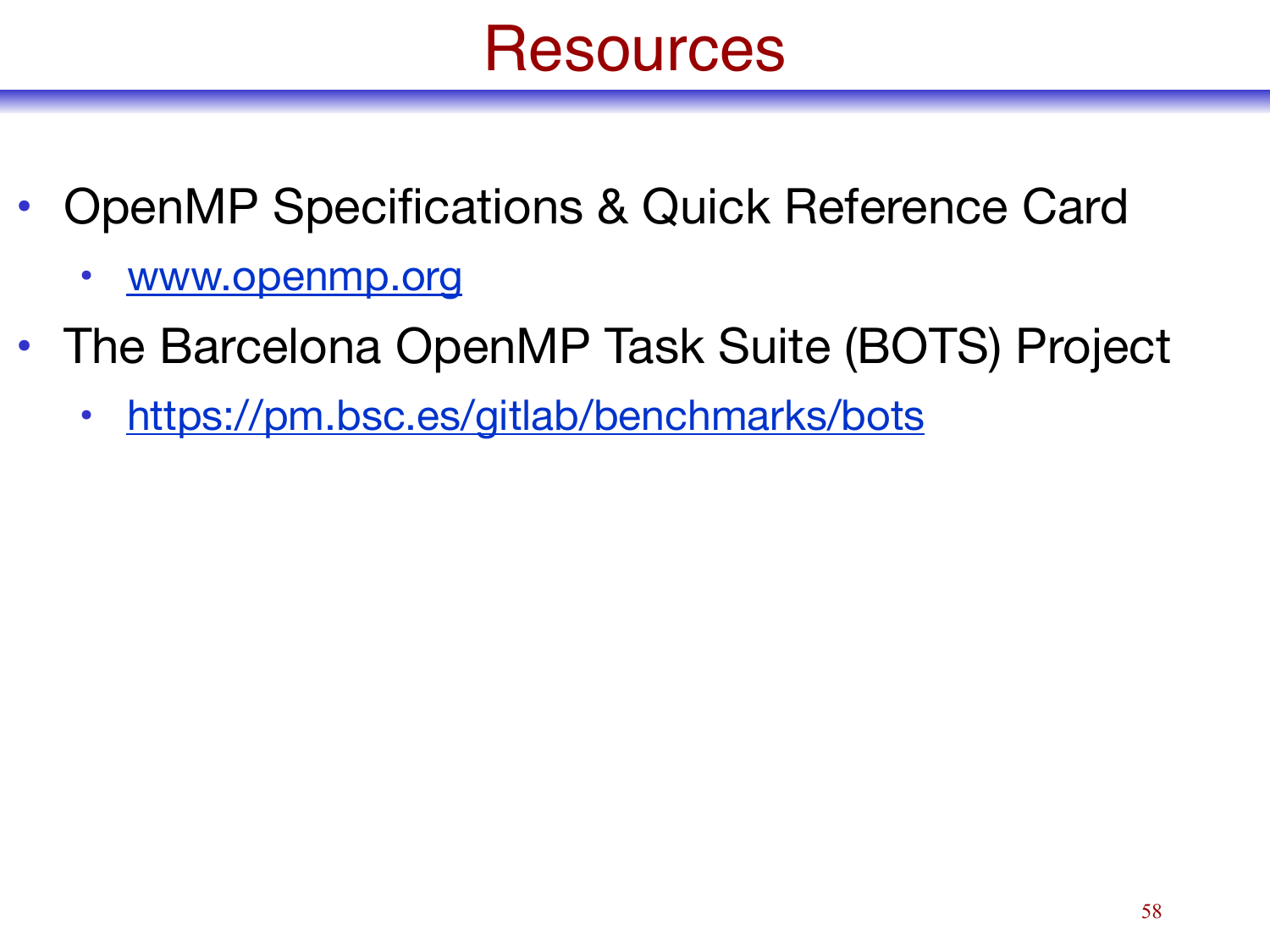# Resources

- OpenMP Specifications & Quick Reference Card
  - [www.openmp.org](http://www.openmp.org)
- The Barcelona OpenMP Task Suite (BOTS) Project
  - [https://pm.bsc.es/gitlab/benchmarks/bots](https://pm.bsc.es/gitlab/benchmarks/bots)